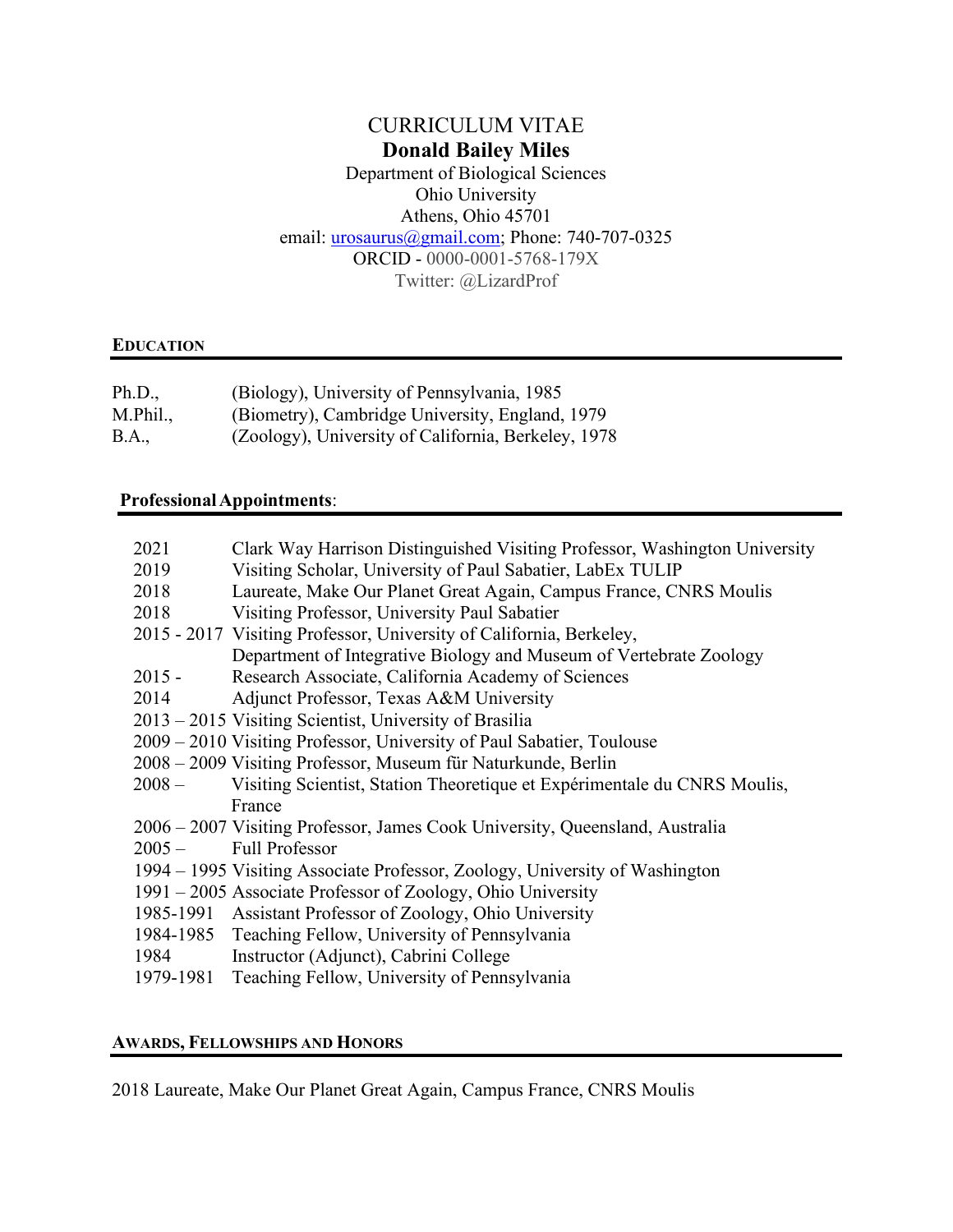# CURRICULUM VITAE

## Donald Bailey Miles

Department of Biological Sciences
Ohio University
Athens, Ohio 45701
email: urosaurus@gmail.com; Phone: 740-707-0325
ORCID - 0000-0001-5768-179X
Twitter: @LizardProf

## EDUCATION

| | |
|---|---|
| Ph.D., | (Biology), University of Pennsylvania, 1985 |
| M.Phil., | (Biometry), Cambridge University, England, 1979 |
| B.A., | (Zoology), University of California, Berkeley, 1978 |

## Professional Appointments:

| | |
|---|---|
| 2021 | Clark Way Harrison Distinguished Visiting Professor, Washington University |
| 2019 | Visiting Scholar, University of Paul Sabatier, LabEx TULIP |
| 2018 | Laureate, Make Our Planet Great Again, Campus France, CNRS Moulis |
| 2018 | Visiting Professor, University Paul Sabatier |
| 2015 - 2017 | Visiting Professor, University of California, Berkeley, Department of Integrative Biology and Museum of Vertebrate Zoology |
| 2015 - | Research Associate, California Academy of Sciences |
| 2014 | Adjunct Professor, Texas A&M University |
| 2013 – 2015 | Visiting Scientist, University of Brasilia |
| 2009 – 2010 | Visiting Professor, University of Paul Sabatier, Toulouse |
| 2008 – 2009 | Visiting Professor, Museum für Naturkunde, Berlin |
| 2008 – | Visiting Scientist, Station Theoretique et Expérimentale du CNRS Moulis, France |
| 2006 – 2007 | Visiting Professor, James Cook University, Queensland, Australia |
| 2005 – | Full Professor |
| 1994 – 1995 | Visiting Associate Professor, Zoology, University of Washington |
| 1991 – 2005 | Associate Professor of Zoology, Ohio University |
| 1985-1991 | Assistant Professor of Zoology, Ohio University |
| 1984-1985 | Teaching Fellow, University of Pennsylvania |
| 1984 | Instructor (Adjunct), Cabrini College |
| 1979-1981 | Teaching Fellow, University of Pennsylvania |

## AWARDS, FELLOWSHIPS AND HONORS

2018 Laureate, Make Our Planet Great Again, Campus France, CNRS Moulis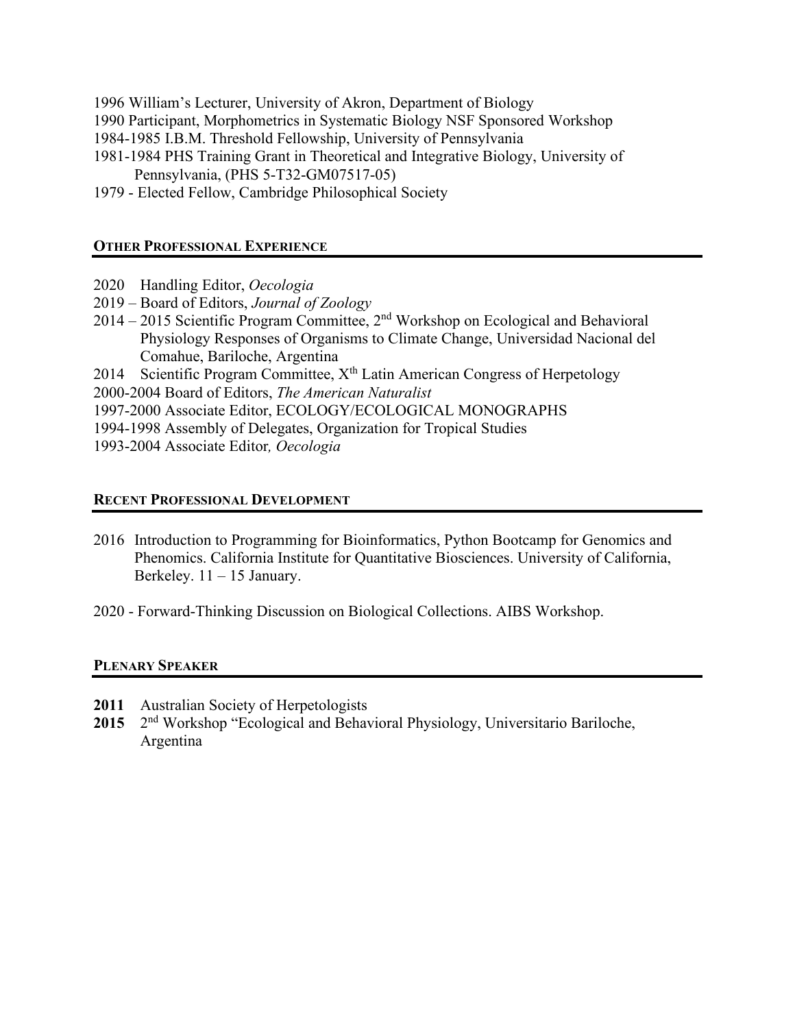1996 William's Lecturer, University of Akron, Department of Biology
1990 Participant, Morphometrics in Systematic Biology NSF Sponsored Workshop
1984-1985 I.B.M. Threshold Fellowship, University of Pennsylvania
1981-1984 PHS Training Grant in Theoretical and Integrative Biology, University of Pennsylvania, (PHS 5-T32-GM07517-05)
1979 - Elected Fellow, Cambridge Philosophical Society

## OTHER PROFESSIONAL EXPERIENCE

2020 Handling Editor, *Oecologia*
2019 – Board of Editors, *Journal of Zoology*
2014 – 2015 Scientific Program Committee, 2nd Workshop on Ecological and Behavioral Physiology Responses of Organisms to Climate Change, Universidad Nacional del Comahue, Bariloche, Argentina
2014 Scientific Program Committee, Xth Latin American Congress of Herpetology
2000-2004 Board of Editors, *The American Naturalist*
1997-2000 Associate Editor, ECOLOGY/ECOLOGICAL MONOGRAPHS
1994-1998 Assembly of Delegates, Organization for Tropical Studies
1993-2004 Associate Editor*, Oecologia*

## RECENT PROFESSIONAL DEVELOPMENT

2016 Introduction to Programming for Bioinformatics, Python Bootcamp for Genomics and Phenomics. California Institute for Quantitative Biosciences. University of California, Berkeley. 11 – 15 January.

2020 - Forward-Thinking Discussion on Biological Collections. AIBS Workshop.

## PLENARY SPEAKER

**2011** Australian Society of Herpetologists
**2015** 2nd Workshop "Ecological and Behavioral Physiology, Universitario Bariloche, Argentina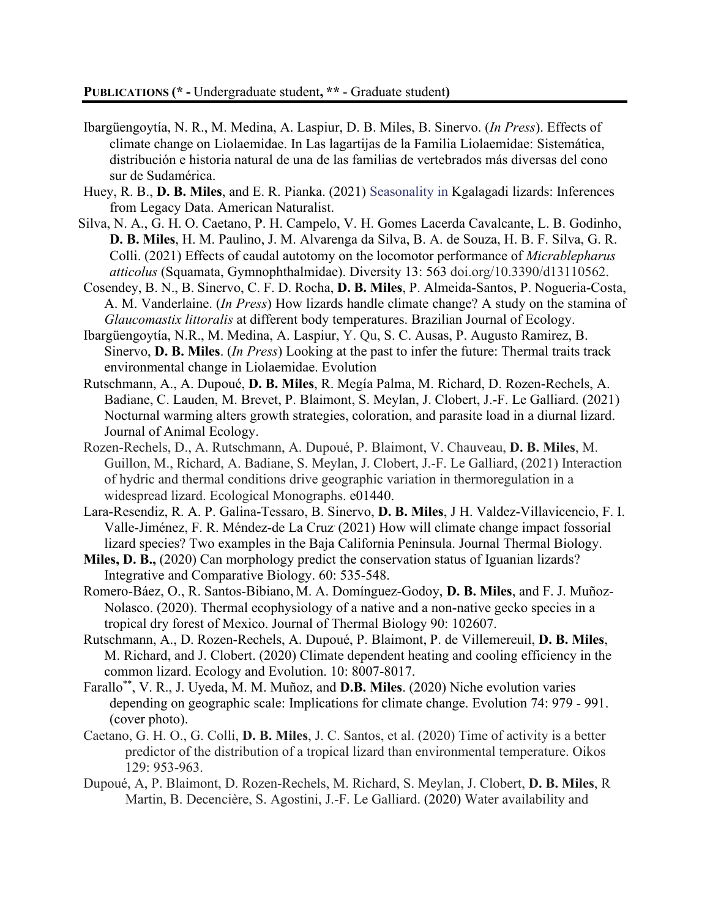**PUBLICATIONS (* - Undergraduate student, ** - Graduate student)**

Ibargüengoytía, N. R., M. Medina, A. Laspiur, D. B. Miles, B. Sinervo. (*In Press*). Effects of climate change on Liolaemidae. In Las lagartijas de la Familia Liolaemidae: Sistemática, distribución e historia natural de una de las familias de vertebrados más diversas del cono sur de Sudamérica.

Huey, R. B., **D. B. Miles**, and E. R. Pianka. (2021) Seasonality in Kgalagadi lizards: Inferences from Legacy Data. American Naturalist.

Silva, N. A., G. H. O. Caetano, P. H. Campelo, V. H. Gomes Lacerda Cavalcante, L. B. Godinho, **D. B. Miles**, H. M. Paulino, J. M. Alvarenga da Silva, B. A. de Souza, H. B. F. Silva, G. R. Colli. (2021) Effects of caudal autotomy on the locomotor performance of *Micrablepharus atticolus* (Squamata, Gymnophthalmidae). Diversity 13: 563 doi.org/10.3390/d13110562.

Cosendey, B. N., B. Sinervo, C. F. D. Rocha, **D. B. Miles**, P. Almeida-Santos, P. Nogueria-Costa, A. M. Vanderlaine. (*In Press*) How lizards handle climate change? A study on the stamina of *Glaucomastix littoralis* at different body temperatures. Brazilian Journal of Ecology.

Ibargüengoytía, N.R., M. Medina, A. Laspiur, Y. Qu, S. C. Ausas, P. Augusto Ramirez, B. Sinervo, **D. B. Miles**. (*In Press*) Looking at the past to infer the future: Thermal traits track environmental change in Liolaemidae. Evolution

Rutschmann, A., A. Dupoué, **D. B. Miles**, R. Megía Palma, M. Richard, D. Rozen-Rechels, A. Badiane, C. Lauden, M. Brevet, P. Blaimont, S. Meylan, J. Clobert, J.-F. Le Galliard. (2021) Nocturnal warming alters growth strategies, coloration, and parasite load in a diurnal lizard. Journal of Animal Ecology.

Rozen-Rechels, D., A. Rutschmann, A. Dupoué, P. Blaimont, V. Chauveau, **D. B. Miles**, M. Guillon, M., Richard, A. Badiane, S. Meylan, J. Clobert, J.-F. Le Galliard, (2021) Interaction of hydric and thermal conditions drive geographic variation in thermoregulation in a widespread lizard. Ecological Monographs. e01440.

Lara-Resendiz, R. A. P. Galina-Tessaro, B. Sinervo, **D. B. Miles**, J H. Valdez-Villavicencio, F. I. Valle-Jiménez, F. R. Méndez-de La Cruz (2021) How will climate change impact fossorial lizard species? Two examples in the Baja California Peninsula. Journal Thermal Biology.

**Miles, D. B.,** (2020) Can morphology predict the conservation status of Iguanian lizards? Integrative and Comparative Biology. 60: 535-548.

Romero-Báez, O., R. Santos-Bibiano, M. A. Domínguez-Godoy, **D. B. Miles**, and F. J. Muñoz-Nolasco. (2020). Thermal ecophysiology of a native and a non-native gecko species in a tropical dry forest of Mexico. Journal of Thermal Biology 90: 102607.

Rutschmann, A., D. Rozen-Rechels, A. Dupoué, P. Blaimont, P. de Villemereuil, **D. B. Miles**, M. Richard, and J. Clobert. (2020) Climate dependent heating and cooling efficiency in the common lizard. Ecology and Evolution. 10: 8007-8017.

Farallo**, V. R., J. Uyeda, M. M. Muñoz, and **D.B. Miles**. (2020) Niche evolution varies depending on geographic scale: Implications for climate change. Evolution 74: 979 - 991. (cover photo).

Caetano, G. H. O., G. Colli, **D. B. Miles**, J. C. Santos, et al. (2020) Time of activity is a better predictor of the distribution of a tropical lizard than environmental temperature. Oikos 129: 953-963.

Dupoué, A, P. Blaimont, D. Rozen-Rechels, M. Richard, S. Meylan, J. Clobert, **D. B. Miles**, R Martin, B. Decencière, S. Agostini, J.-F. Le Galliard. (2020) Water availability and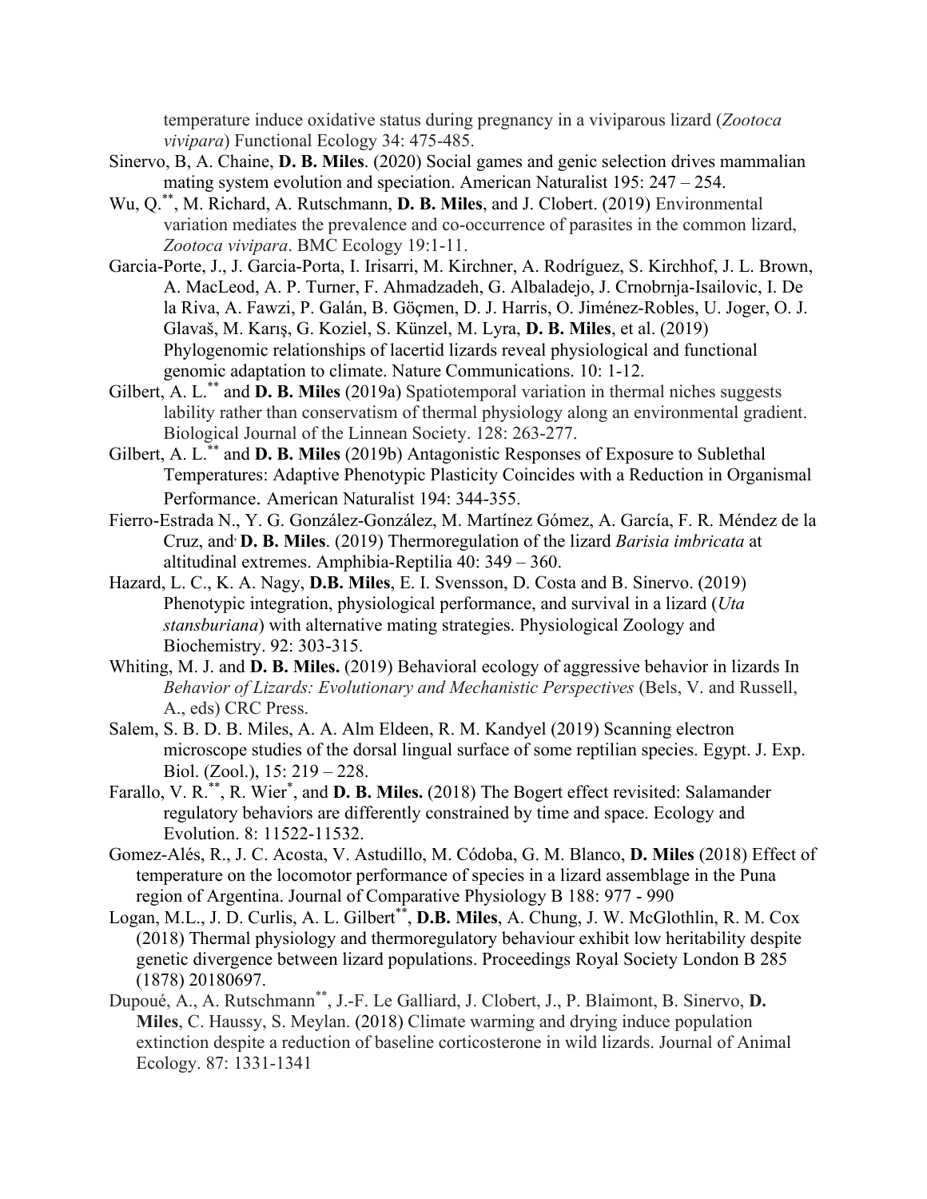temperature induce oxidative status during pregnancy in a viviparous lizard (*Zootoca vivipara*) Functional Ecology 34: 475-485.

Sinervo, B, A. Chaine, **D. B. Miles**. (2020) Social games and genic selection drives mammalian mating system evolution and speciation. American Naturalist 195: 247 – 254.

Wu, Q.[**], M. Richard, A. Rutschmann, **D. B. Miles**, and J. Clobert. (2019) Environmental variation mediates the prevalence and co-occurrence of parasites in the common lizard, *Zootoca vivipara*. BMC Ecology 19:1-11.

Garcia-Porte, J., J. Garcia-Porta, I. Irisarri, M. Kirchner, A. Rodríguez, S. Kirchhof, J. L. Brown, A. MacLeod, A. P. Turner, F. Ahmadzadeh, G. Albaladejo, J. Crnobrnja-Isailovic, I. De la Riva, A. Fawzi, P. Galán, B. Göçmen, D. J. Harris, O. Jiménez-Robles, U. Joger, O. J. Glavaš, M. Karış, G. Koziel, S. Künzel, M. Lyra, **D. B. Miles**, et al. (2019) Phylogenomic relationships of lacertid lizards reveal physiological and functional genomic adaptation to climate. Nature Communications. 10: 1-12.

Gilbert, A. L.[**] and **D. B. Miles** (2019a) Spatiotemporal variation in thermal niches suggests lability rather than conservatism of thermal physiology along an environmental gradient. Biological Journal of the Linnean Society. 128: 263-277.

Gilbert, A. L.[**] and **D. B. Miles** (2019b) Antagonistic Responses of Exposure to Sublethal Temperatures: Adaptive Phenotypic Plasticity Coincides with a Reduction in Organismal Performance. American Naturalist 194: 344-355.

Fierro-Estrada N., Y. G. González-González, M. Martínez Gómez, A. García, F. R. Méndez de la Cruz, and **D. B. Miles**. (2019) Thermoregulation of the lizard *Barisia imbricata* at altitudinal extremes. Amphibia-Reptilia 40: 349 – 360.

Hazard, L. C., K. A. Nagy, **D.B. Miles**, E. I. Svensson, D. Costa and B. Sinervo. (2019) Phenotypic integration, physiological performance, and survival in a lizard (*Uta stansburiana*) with alternative mating strategies. Physiological Zoology and Biochemistry. 92: 303-315.

Whiting, M. J. and **D. B. Miles.** (2019) Behavioral ecology of aggressive behavior in lizards In *Behavior of Lizards: Evolutionary and Mechanistic Perspectives* (Bels, V. and Russell, A., eds) CRC Press.

Salem, S. B. D. B. Miles, A. A. Alm Eldeen, R. M. Kandyel (2019) Scanning electron microscope studies of the dorsal lingual surface of some reptilian species. Egypt. J. Exp. Biol. (Zool.), 15: 219 – 228.

Farallo, V. R.[**], R. Wier[*], and **D. B. Miles.** (2018) The Bogert effect revisited: Salamander regulatory behaviors are differently constrained by time and space. Ecology and Evolution. 8: 11522-11532.

Gomez-Alés, R., J. C. Acosta, V. Astudillo, M. Códoba, G. M. Blanco, **D. Miles** (2018) Effect of temperature on the locomotor performance of species in a lizard assemblage in the Puna region of Argentina. Journal of Comparative Physiology B 188: 977 - 990

Logan, M.L., J. D. Curlis, A. L. Gilbert[**], **D.B. Miles**, A. Chung, J. W. McGlothlin, R. M. Cox (2018) Thermal physiology and thermoregulatory behaviour exhibit low heritability despite genetic divergence between lizard populations. Proceedings Royal Society London B 285 (1878) 20180697.

Dupoué, A., A. Rutschmann[**], J.-F. Le Galliard, J. Clobert, J., P. Blaimont, B. Sinervo, **D. Miles**, C. Haussy, S. Meylan. (2018) Climate warming and drying induce population extinction despite a reduction of baseline corticosterone in wild lizards. Journal of Animal Ecology. 87: 1331-1341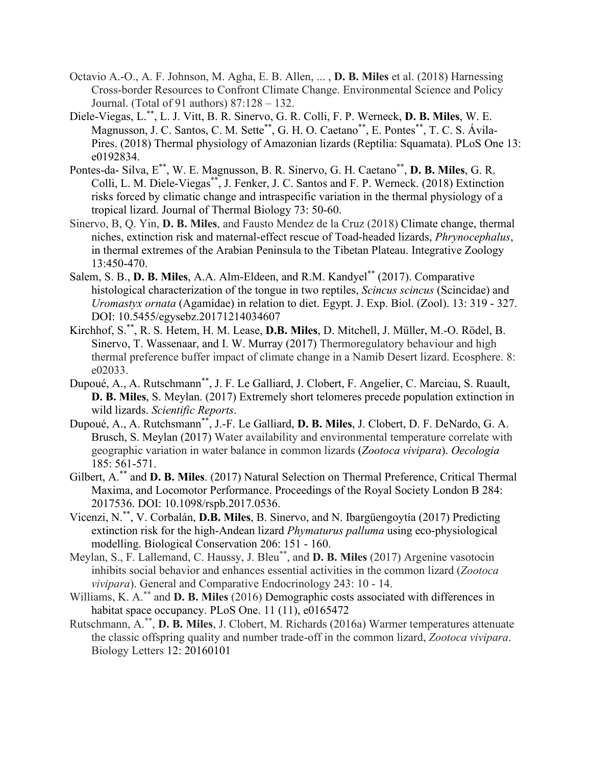Octavio A.-O., A. F. Johnson, M. Agha, E. B. Allen, ... , **D. B. Miles** et al. (2018) Harnessing Cross-border Resources to Confront Climate Change. Environmental Science and Policy Journal. (Total of 91 authors) 87:128 – 132.

Diele-Viegas, L.**, L. J. Vitt, B. R. Sinervo, G. R. Colli, F. P. Werneck, **D. B. Miles**, W. E. Magnusson, J. C. Santos, C. M. Sette**, G. H. O. Caetano**, E. Pontes**, T. C. S. Ávila-Pires. (2018) Thermal physiology of Amazonian lizards (Reptilia: Squamata). PLoS One 13: e0192834.

Pontes-da- Silva, E**, W. E. Magnusson, B. R. Sinervo, G. H. Caetano**, **D. B. Miles**, G. R. Colli, L. M. Diele-Viegas**, J. Fenker, J. C. Santos and F. P. Werneck. (2018) Extinction risks forced by climatic change and intraspecific variation in the thermal physiology of a tropical lizard. Journal of Thermal Biology 73: 50-60.

Sinervo, B, Q. Yin, **D. B. Miles**, and Fausto Mendez de la Cruz (2018) Climate change, thermal niches, extinction risk and maternal-effect rescue of Toad-headed lizards, *Phrynocephalus*, in thermal extremes of the Arabian Peninsula to the Tibetan Plateau. Integrative Zoology 13:450-470.

Salem, S. B., **D. B. Miles**, A.A. Alm-Eldeen, and R.M. Kandyel** (2017). Comparative histological characterization of the tongue in two reptiles, *Scincus scincus* (Scincidae) and *Uromastyx ornata* (Agamidae) in relation to diet. Egypt. J. Exp. Biol. (Zool). 13: 319 - 327. DOI: 10.5455/egysebz.20171214034607

Kirchhof, S.**, R. S. Hetem, H. M. Lease, **D.B. Miles**, D. Mitchell, J. Müller, M.-O. Rödel, B. Sinervo, T. Wassenaar, and I. W. Murray (2017) Thermoregulatory behaviour and high thermal preference buffer impact of climate change in a Namib Desert lizard. Ecosphere. 8: e02033.

Dupoué, A., A. Rutschmann**, J. F. Le Galliard, J. Clobert, F. Angelier, C. Marciau, S. Ruault, **D. B. Miles**, S. Meylan. (2017) Extremely short telomeres precede population extinction in wild lizards. *Scientific Reports*.

Dupoué, A., A. Rutchsmann**, J.-F. Le Galliard, **D. B. Miles**, J. Clobert, D. F. DeNardo, G. A. Brusch, S. Meylan (2017) Water availability and environmental temperature correlate with geographic variation in water balance in common lizards (*Zootoca vivipara*). *Oecologia* 185: 561-571.

Gilbert, A.** and **D. B. Miles**. (2017) Natural Selection on Thermal Preference, Critical Thermal Maxima, and Locomotor Performance. Proceedings of the Royal Society London B 284: 2017536. DOI: 10.1098/rspb.2017.0536.

Vicenzi, N.**, V. Corbalán, **D.B. Miles**, B. Sinervo, and N. Ibargüengoytía (2017) Predicting extinction risk for the high-Andean lizard *Phymaturus palluma* using eco-physiological modelling. Biological Conservation 206: 151 - 160.

Meylan, S., F. Lallemand, C. Haussy, J. Bleu**, and **D. B. Miles** (2017) Argenine vasotocin inhibits social behavior and enhances essential activities in the common lizard (*Zootoca vivipara*). General and Comparative Endocrinology 243: 10 - 14.

Williams, K. A.** and **D. B. Miles** (2016) Demographic costs associated with differences in habitat space occupancy. PLoS One. 11 (11), e0165472

Rutschmann, A.**, **D. B. Miles**, J. Clobert, M. Richards (2016a) Warmer temperatures attenuate the classic offspring quality and number trade-off in the common lizard, *Zootoca vivipara*. Biology Letters 12: 20160101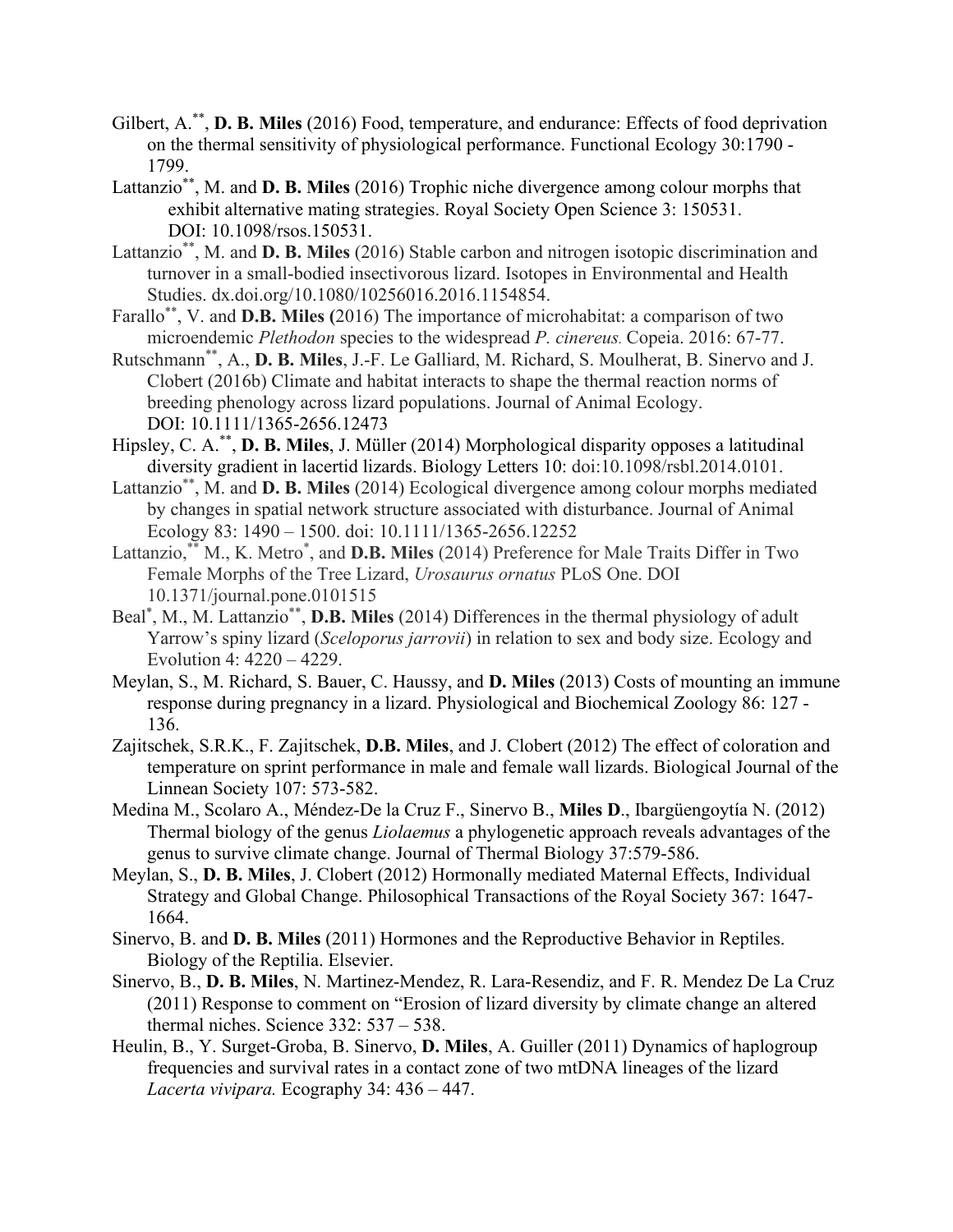Gilbert, A.[**], **D. B. Miles** (2016) Food, temperature, and endurance: Effects of food deprivation on the thermal sensitivity of physiological performance. Functional Ecology 30:1790 - 1799.

Lattanzio[**], M. and **D. B. Miles** (2016) Trophic niche divergence among colour morphs that exhibit alternative mating strategies. Royal Society Open Science 3: 150531. DOI: 10.1098/rsos.150531.

Lattanzio[**], M. and **D. B. Miles** (2016) Stable carbon and nitrogen isotopic discrimination and turnover in a small-bodied insectivorous lizard. Isotopes in Environmental and Health Studies. dx.doi.org/10.1080/10256016.2016.1154854.

Farallo[**], V. and **D.B. Miles (**2016) The importance of microhabitat: a comparison of two microendemic *Plethodon* species to the widespread *P. cinereus.* Copeia. 2016: 67-77.

Rutschmann[**], A., **D. B. Miles**, J.-F. Le Galliard, M. Richard, S. Moulherat, B. Sinervo and J. Clobert (2016b) Climate and habitat interacts to shape the thermal reaction norms of breeding phenology across lizard populations. Journal of Animal Ecology. DOI: 10.1111/1365-2656.12473

Hipsley, C. A.[**], **D. B. Miles**, J. Müller (2014) Morphological disparity opposes a latitudinal diversity gradient in lacertid lizards. Biology Letters 10: doi:10.1098/rsbl.2014.0101.

Lattanzio[**], M. and **D. B. Miles** (2014) Ecological divergence among colour morphs mediated by changes in spatial network structure associated with disturbance. Journal of Animal Ecology 83: 1490 – 1500. doi: 10.1111/1365-2656.12252

Lattanzio,[**] M., K. Metro[*], and **D.B. Miles** (2014) Preference for Male Traits Differ in Two Female Morphs of the Tree Lizard, *Urosaurus ornatus* PLoS One. DOI 10.1371/journal.pone.0101515

Beal[*], M., M. Lattanzio[**], **D.B. Miles** (2014) Differences in the thermal physiology of adult Yarrow's spiny lizard (*Sceloporus jarrovii*) in relation to sex and body size. Ecology and Evolution 4: 4220 – 4229.

Meylan, S., M. Richard, S. Bauer, C. Haussy, and **D. Miles** (2013) Costs of mounting an immune response during pregnancy in a lizard. Physiological and Biochemical Zoology 86: 127 - 136.

Zajitschek, S.R.K., F. Zajitschek, **D.B. Miles**, and J. Clobert (2012) The effect of coloration and temperature on sprint performance in male and female wall lizards. Biological Journal of the Linnean Society 107: 573-582.

Medina M., Scolaro A., Méndez-De la Cruz F., Sinervo B., **Miles D**., Ibargüengoytía N. (2012) Thermal biology of the genus *Liolaemus* a phylogenetic approach reveals advantages of the genus to survive climate change. Journal of Thermal Biology 37:579-586.

Meylan, S., **D. B. Miles**, J. Clobert (2012) Hormonally mediated Maternal Effects, Individual Strategy and Global Change. Philosophical Transactions of the Royal Society 367: 1647-1664.

Sinervo, B. and **D. B. Miles** (2011) Hormones and the Reproductive Behavior in Reptiles. Biology of the Reptilia. Elsevier.

Sinervo, B., **D. B. Miles**, N. Martinez-Mendez, R. Lara-Resendiz, and F. R. Mendez De La Cruz (2011) Response to comment on "Erosion of lizard diversity by climate change an altered thermal niches. Science 332: 537 – 538.

Heulin, B., Y. Surget-Groba, B. Sinervo, **D. Miles**, A. Guiller (2011) Dynamics of haplogroup frequencies and survival rates in a contact zone of two mtDNA lineages of the lizard *Lacerta vivipara.* Ecography 34: 436 – 447.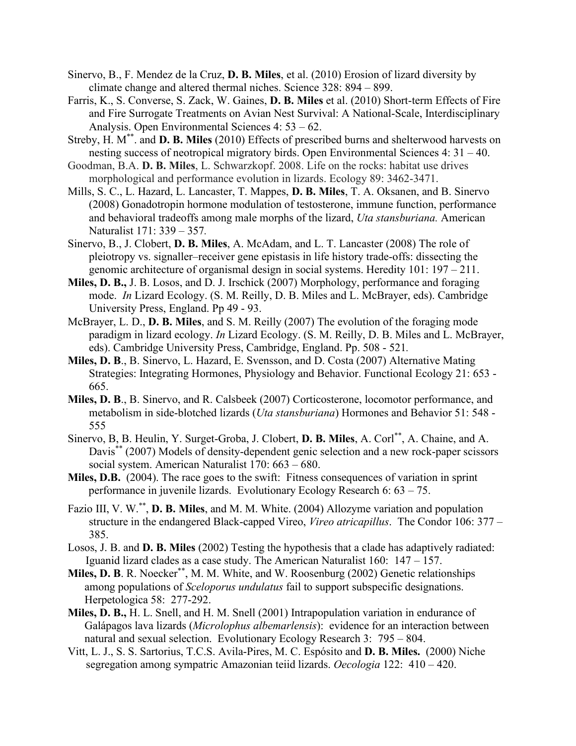Sinervo, B., F. Mendez de la Cruz, **D. B. Miles**, et al. (2010) Erosion of lizard diversity by climate change and altered thermal niches. Science 328: 894 – 899.

Farris, K., S. Converse, S. Zack, W. Gaines, **D. B. Miles** et al. (2010) Short-term Effects of Fire and Fire Surrogate Treatments on Avian Nest Survival: A National-Scale, Interdisciplinary Analysis. Open Environmental Sciences 4: 53 – 62.

Streby, H. M[**]. and **D. B. Miles** (2010) Effects of prescribed burns and shelterwood harvests on nesting success of neotropical migratory birds. Open Environmental Sciences 4: 31 – 40.

Goodman, B.A. **D. B. Miles**, L. Schwarzkopf. 2008. Life on the rocks: habitat use drives morphological and performance evolution in lizards. Ecology 89: 3462-3471.

Mills, S. C., L. Hazard, L. Lancaster, T. Mappes, **D. B. Miles**, T. A. Oksanen, and B. Sinervo (2008) Gonadotropin hormone modulation of testosterone, immune function, performance and behavioral tradeoffs among male morphs of the lizard, *Uta stansburiana.* American Naturalist 171: 339 – 357.

Sinervo, B., J. Clobert, **D. B. Miles**, A. McAdam, and L. T. Lancaster (2008) The role of pleiotropy vs. signaller–receiver gene epistasis in life history trade-offs: dissecting the genomic architecture of organismal design in social systems. Heredity 101: 197 – 211.

**Miles, D. B.,** J. B. Losos, and D. J. Irschick (2007) Morphology, performance and foraging mode. *In* Lizard Ecology. (S. M. Reilly, D. B. Miles and L. McBrayer, eds). Cambridge University Press, England. Pp 49 - 93.

McBrayer, L. D., **D. B. Miles**, and S. M. Reilly (2007) The evolution of the foraging mode paradigm in lizard ecology. *In* Lizard Ecology. (S. M. Reilly, D. B. Miles and L. McBrayer, eds). Cambridge University Press, Cambridge, England. Pp. 508 - 521.

**Miles, D. B**., B. Sinervo, L. Hazard, E. Svensson, and D. Costa (2007) Alternative Mating Strategies: Integrating Hormones, Physiology and Behavior. Functional Ecology 21: 653 - 665.

**Miles, D. B**., B. Sinervo, and R. Calsbeek (2007) Corticosterone, locomotor performance, and metabolism in side-blotched lizards (*Uta stansburiana*) Hormones and Behavior 51: 548 - 555

Sinervo, B, B. Heulin, Y. Surget-Groba, J. Clobert, **D. B. Miles**, A. Corl[**], A. Chaine, and A. Davis[**] (2007) Models of density-dependent genic selection and a new rock-paper scissors social system. American Naturalist 170: 663 – 680.

**Miles, D.B.** (2004). The race goes to the swift: Fitness consequences of variation in sprint performance in juvenile lizards. Evolutionary Ecology Research 6: 63 – 75.

Fazio III, V. W.[**], **D. B. Miles**, and M. M. White. (2004) Allozyme variation and population structure in the endangered Black-capped Vireo, *Vireo atricapillus*. The Condor 106: 377 – 385.

Losos, J. B. and **D. B. Miles** (2002) Testing the hypothesis that a clade has adaptively radiated: Iguanid lizard clades as a case study. The American Naturalist 160: 147 – 157.

**Miles, D. B**. R. Noecker[**], M. M. White, and W. Roosenburg (2002) Genetic relationships among populations of *Sceloporus undulatus* fail to support subspecific designations. Herpetologica 58: 277-292.

**Miles, D. B.,** H. L. Snell, and H. M. Snell (2001) Intrapopulation variation in endurance of Galápagos lava lizards (*Microlophus albemarlensis*): evidence for an interaction between natural and sexual selection. Evolutionary Ecology Research 3: 795 – 804.

Vitt, L. J., S. S. Sartorius, T.C.S. Avila-Pires, M. C. Espósito and **D. B. Miles.** (2000) Niche segregation among sympatric Amazonian teiid lizards. *Oecologia* 122: 410 – 420.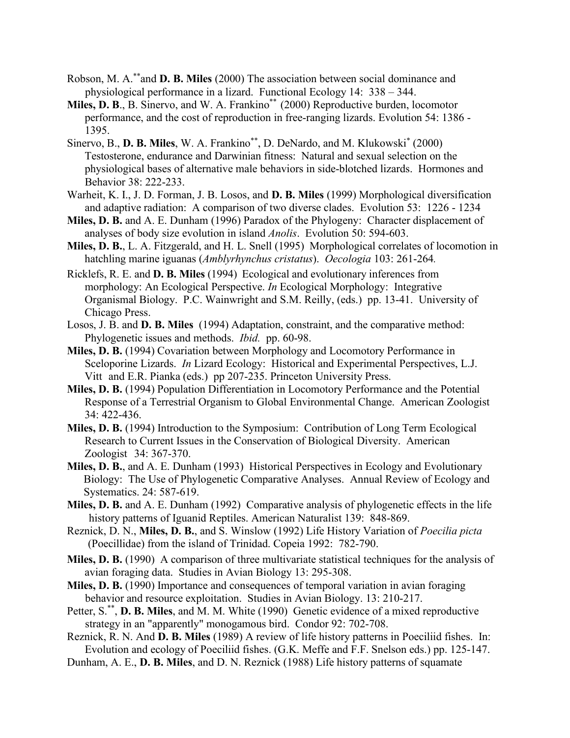Robson, M. A.[**]and **D. B. Miles** (2000) The association between social dominance and physiological performance in a lizard. Functional Ecology 14: 338 – 344.

**Miles, D. B**., B. Sinervo, and W. A. Frankino[**] (2000) Reproductive burden, locomotor performance, and the cost of reproduction in free-ranging lizards. Evolution 54: 1386 - 1395.

Sinervo, B., **D. B. Miles**, W. A. Frankino[**], D. DeNardo, and M. Klukowski[*] (2000) Testosterone, endurance and Darwinian fitness: Natural and sexual selection on the physiological bases of alternative male behaviors in side-blotched lizards. Hormones and Behavior 38: 222-233.

Warheit, K. I., J. D. Forman, J. B. Losos, and **D. B. Miles** (1999) Morphological diversification and adaptive radiation: A comparison of two diverse clades. Evolution 53: 1226 - 1234

**Miles, D. B.** and A. E. Dunham (1996) Paradox of the Phylogeny: Character displacement of analyses of body size evolution in island *Anolis*. Evolution 50: 594-603.

**Miles, D. B.**, L. A. Fitzgerald, and H. L. Snell (1995) Morphological correlates of locomotion in hatchling marine iguanas (*Amblyrhynchus cristatus*). *Oecologia* 103: 261-264*.*

Ricklefs, R. E. and **D. B. Miles** (1994) Ecological and evolutionary inferences from morphology: An Ecological Perspective. *In* Ecological Morphology: Integrative Organismal Biology. P.C. Wainwright and S.M. Reilly, (eds.) pp. 13-41. University of Chicago Press.

Losos, J. B. and **D. B. Miles** (1994) Adaptation, constraint, and the comparative method: Phylogenetic issues and methods. *Ibid.* pp. 60-98.

**Miles, D. B.** (1994) Covariation between Morphology and Locomotory Performance in Sceloporine Lizards. *In* Lizard Ecology: Historical and Experimental Perspectives, L.J. Vitt and E.R. Pianka (eds.) pp 207-235. Princeton University Press.

**Miles, D. B.** (1994) Population Differentiation in Locomotory Performance and the Potential Response of a Terrestrial Organism to Global Environmental Change. American Zoologist 34: 422-436.

**Miles, D. B.** (1994) Introduction to the Symposium: Contribution of Long Term Ecological Research to Current Issues in the Conservation of Biological Diversity. American Zoologist 34: 367-370.

**Miles, D. B.**, and A. E. Dunham (1993) Historical Perspectives in Ecology and Evolutionary Biology: The Use of Phylogenetic Comparative Analyses. Annual Review of Ecology and Systematics. 24: 587-619.

**Miles, D. B.** and A. E. Dunham (1992) Comparative analysis of phylogenetic effects in the life history patterns of Iguanid Reptiles. American Naturalist 139: 848-869.

Reznick, D. N., **Miles, D. B.**, and S. Winslow (1992) Life History Variation of *Poecilia picta* (Poecillidae) from the island of Trinidad. Copeia 1992: 782-790.

**Miles, D. B.** (1990) A comparison of three multivariate statistical techniques for the analysis of avian foraging data. Studies in Avian Biology 13: 295-308.

**Miles, D. B.** (1990) Importance and consequences of temporal variation in avian foraging behavior and resource exploitation. Studies in Avian Biology. 13: 210-217.

Petter, S.[**], **D. B. Miles**, and M. M. White (1990) Genetic evidence of a mixed reproductive strategy in an "apparently" monogamous bird. Condor 92: 702-708.

Reznick, R. N. And **D. B. Miles** (1989) A review of life history patterns in Poeciliid fishes. In: Evolution and ecology of Poeciliid fishes. (G.K. Meffe and F.F. Snelson eds.) pp. 125-147.

Dunham, A. E., **D. B. Miles**, and D. N. Reznick (1988) Life history patterns of squamate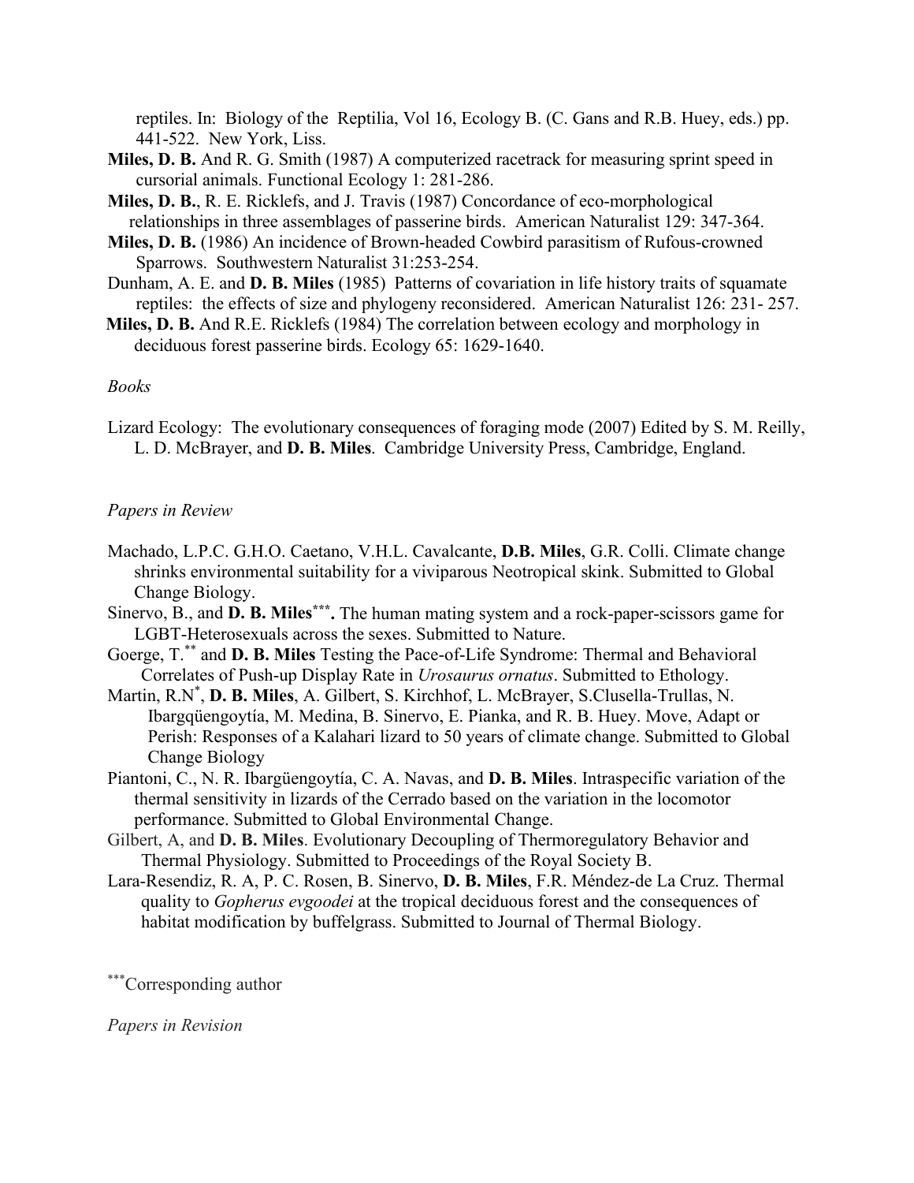reptiles. In: Biology of the Reptilia, Vol 16, Ecology B. (C. Gans and R.B. Huey, eds.) pp. 441-522. New York, Liss.

**Miles, D. B.** And R. G. Smith (1987) A computerized racetrack for measuring sprint speed in cursorial animals. Functional Ecology 1: 281-286.

**Miles, D. B.**, R. E. Ricklefs, and J. Travis (1987) Concordance of eco-morphological relationships in three assemblages of passerine birds. American Naturalist 129: 347-364.

**Miles, D. B.** (1986) An incidence of Brown-headed Cowbird parasitism of Rufous-crowned Sparrows. Southwestern Naturalist 31:253-254.

Dunham, A. E. and **D. B. Miles** (1985) Patterns of covariation in life history traits of squamate reptiles: the effects of size and phylogeny reconsidered. American Naturalist 126: 231- 257.

**Miles, D. B.** And R.E. Ricklefs (1984) The correlation between ecology and morphology in deciduous forest passerine birds. Ecology 65: 1629-1640.

*Books*

Lizard Ecology: The evolutionary consequences of foraging mode (2007) Edited by S. M. Reilly, L. D. McBrayer, and **D. B. Miles**. Cambridge University Press, Cambridge, England.

*Papers in Review*

Machado, L.P.C. G.H.O. Caetano, V.H.L. Cavalcante, **D.B. Miles**, G.R. Colli. Climate change shrinks environmental suitability for a viviparous Neotropical skink. Submitted to Global Change Biology.

Sinervo, B., and **D. B. Miles*****. The human mating system and a rock-paper-scissors game for LGBT-Heterosexuals across the sexes. Submitted to Nature.

Goerge, T.** and **D. B. Miles** Testing the Pace-of-Life Syndrome: Thermal and Behavioral Correlates of Push-up Display Rate in *Urosaurus ornatus*. Submitted to Ethology.

Martin, R.N*, **D. B. Miles**, A. Gilbert, S. Kirchhof, L. McBrayer, S.Clusella-Trullas, N. Ibargqüengoytía, M. Medina, B. Sinervo, E. Pianka, and R. B. Huey. Move, Adapt or Perish: Responses of a Kalahari lizard to 50 years of climate change. Submitted to Global Change Biology

Piantoni, C., N. R. Ibargüengoytía, C. A. Navas, and **D. B. Miles**. Intraspecific variation of the thermal sensitivity in lizards of the Cerrado based on the variation in the locomotor performance. Submitted to Global Environmental Change.

Gilbert, A, and **D. B. Miles**. Evolutionary Decoupling of Thermoregulatory Behavior and Thermal Physiology. Submitted to Proceedings of the Royal Society B.

Lara-Resendiz, R. A, P. C. Rosen, B. Sinervo, **D. B. Miles**, F.R. Méndez-de La Cruz. Thermal quality to *Gopherus evgoodei* at the tropical deciduous forest and the consequences of habitat modification by buffelgrass. Submitted to Journal of Thermal Biology.

***Corresponding author

*Papers in Revision*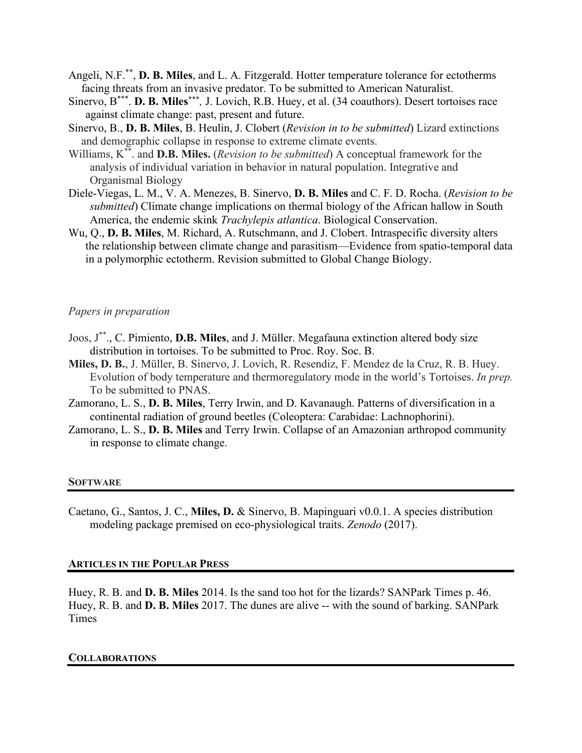Angeli, N.F.[**], **D. B. Miles**, and L. A. Fitzgerald. Hotter temperature tolerance for ectotherms facing threats from an invasive predator. To be submitted to American Naturalist.

Sinervo, B[***]. **D. B. Miles**[***], J. Lovich, R.B. Huey, et al. (34 coauthors). Desert tortoises race against climate change: past, present and future.

Sinervo, B., **D. B. Miles**, B. Heulin, J. Clobert (*Revision in to be submitted*) Lizard extinctions and demographic collapse in response to extreme climate events.

Williams, K[**]. and **D.B. Miles.** (*Revision to be submitted*) A conceptual framework for the analysis of individual variation in behavior in natural population. Integrative and Organismal Biology

Diele-Viegas, L. M., V. A. Menezes, B. Sinervo, **D. B. Miles** and C. F. D. Rocha. (*Revision to be submitted*) Climate change implications on thermal biology of the African hallow in South America, the endemic skink *Trachylepis atlantica*. Biological Conservation.

Wu, Q., **D. B. Miles**, M. Richard, A. Rutschmann, and J. Clobert. Intraspecific diversity alters the relationship between climate change and parasitism—Evidence from spatio-temporal data in a polymorphic ectotherm. Revision submitted to Global Change Biology.

*Papers in preparation*

Joos, J[**]., C. Pimiento, **D.B. Miles**, and J. Müller. Megafauna extinction altered body size distribution in tortoises. To be submitted to Proc. Roy. Soc. B.

**Miles, D. B.**, J. Müller, B. Sinervo, J. Lovich, R. Resendiz, F. Mendez de la Cruz, R. B. Huey. Evolution of body temperature and thermoregulatory mode in the world's Tortoises. *In prep.* To be submitted to PNAS.

Zamorano, L. S., **D. B. Miles**, Terry Irwin, and D. Kavanaugh. Patterns of diversification in a continental radiation of ground beetles (Coleoptera: Carabidae: Lachnophorini).

Zamorano, L. S., **D. B. Miles** and Terry Irwin. Collapse of an Amazonian arthropod community in response to climate change.

## SOFTWARE

Caetano, G., Santos, J. C., **Miles, D.** & Sinervo, B. Mapinguari v0.0.1. A species distribution modeling package premised on eco-physiological traits. *Zenodo* (2017).

## ARTICLES IN THE POPULAR PRESS

Huey, R. B. and **D. B. Miles** 2014. Is the sand too hot for the lizards? SANPark Times p. 46.
Huey, R. B. and **D. B. Miles** 2017. The dunes are alive -- with the sound of barking. SANPark Times

## COLLABORATIONS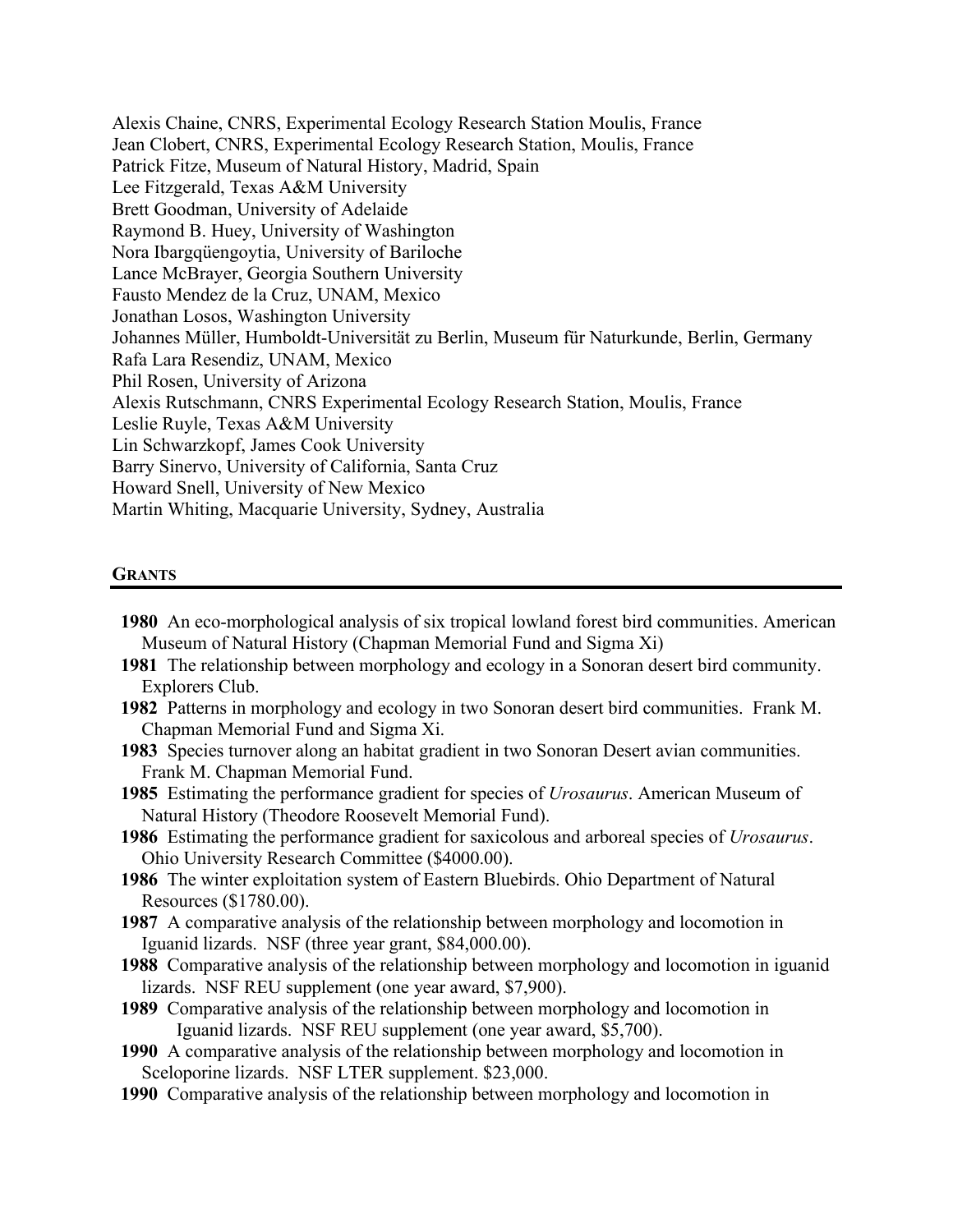Alexis Chaine, CNRS, Experimental Ecology Research Station Moulis, France
Jean Clobert, CNRS, Experimental Ecology Research Station, Moulis, France
Patrick Fitze, Museum of Natural History, Madrid, Spain
Lee Fitzgerald, Texas A&M University
Brett Goodman, University of Adelaide
Raymond B. Huey, University of Washington
Nora Ibargqüengoytia, University of Bariloche
Lance McBrayer, Georgia Southern University
Fausto Mendez de la Cruz, UNAM, Mexico
Jonathan Losos, Washington University
Johannes Müller, Humboldt-Universität zu Berlin, Museum für Naturkunde, Berlin, Germany
Rafa Lara Resendiz, UNAM, Mexico
Phil Rosen, University of Arizona
Alexis Rutschmann, CNRS Experimental Ecology Research Station, Moulis, France
Leslie Ruyle, Texas A&M University
Lin Schwarzkopf, James Cook University
Barry Sinervo, University of California, Santa Cruz
Howard Snell, University of New Mexico
Martin Whiting, Macquarie University, Sydney, Australia

## GRANTS

- **1980** An eco-morphological analysis of six tropical lowland forest bird communities. American Museum of Natural History (Chapman Memorial Fund and Sigma Xi)
- **1981** The relationship between morphology and ecology in a Sonoran desert bird community. Explorers Club.
- **1982** Patterns in morphology and ecology in two Sonoran desert bird communities. Frank M. Chapman Memorial Fund and Sigma Xi.
- **1983** Species turnover along an habitat gradient in two Sonoran Desert avian communities. Frank M. Chapman Memorial Fund.
- **1985** Estimating the performance gradient for species of *Urosaurus*. American Museum of Natural History (Theodore Roosevelt Memorial Fund).
- **1986** Estimating the performance gradient for saxicolous and arboreal species of *Urosaurus*. Ohio University Research Committee ($4000.00).
- **1986** The winter exploitation system of Eastern Bluebirds. Ohio Department of Natural Resources ($1780.00).
- **1987** A comparative analysis of the relationship between morphology and locomotion in Iguanid lizards. NSF (three year grant, $84,000.00).
- **1988** Comparative analysis of the relationship between morphology and locomotion in iguanid lizards. NSF REU supplement (one year award, $7,900).
- **1989** Comparative analysis of the relationship between morphology and locomotion in Iguanid lizards. NSF REU supplement (one year award, $5,700).
- **1990** A comparative analysis of the relationship between morphology and locomotion in Sceloporine lizards. NSF LTER supplement. $23,000.
- **1990** Comparative analysis of the relationship between morphology and locomotion in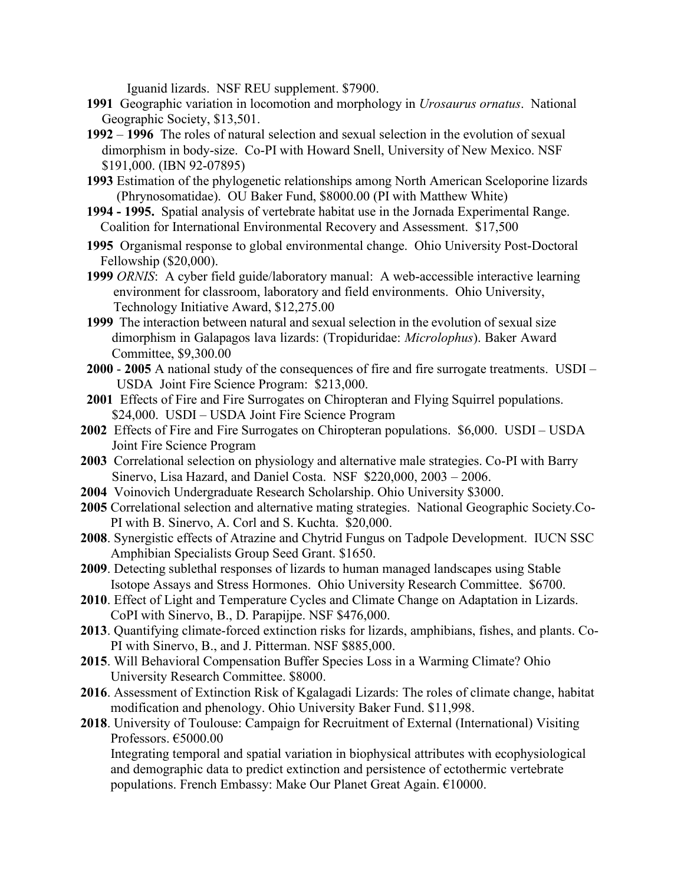Iguanid lizards. NSF REU supplement. $7900.

**1991** Geographic variation in locomotion and morphology in *Urosaurus ornatus*. National Geographic Society, $13,501.

**1992** – **1996** The roles of natural selection and sexual selection in the evolution of sexual dimorphism in body-size. Co-PI with Howard Snell, University of New Mexico. NSF $191,000. (IBN 92-07895)

**1993** Estimation of the phylogenetic relationships among North American Sceloporine lizards (Phrynosomatidae). OU Baker Fund, $8000.00 (PI with Matthew White)

**1994 - 1995.** Spatial analysis of vertebrate habitat use in the Jornada Experimental Range. Coalition for International Environmental Recovery and Assessment. $17,500

**1995** Organismal response to global environmental change. Ohio University Post-Doctoral Fellowship ($20,000).

**1999** *ORNIS*: A cyber field guide/laboratory manual: A web-accessible interactive learning environment for classroom, laboratory and field environments. Ohio University, Technology Initiative Award, $12,275.00

**1999** The interaction between natural and sexual selection in the evolution of sexual size dimorphism in Galapagos lava lizards: (Tropiduridae: *Microlophus*). Baker Award Committee, $9,300.00

**2000** - **2005** A national study of the consequences of fire and fire surrogate treatments. USDI – USDA Joint Fire Science Program: $213,000.

**2001** Effects of Fire and Fire Surrogates on Chiropteran and Flying Squirrel populations. $24,000. USDI – USDA Joint Fire Science Program

**2002** Effects of Fire and Fire Surrogates on Chiropteran populations. $6,000. USDI – USDA Joint Fire Science Program

**2003** Correlational selection on physiology and alternative male strategies. Co-PI with Barry Sinervo, Lisa Hazard, and Daniel Costa. NSF $220,000, 2003 – 2006.

**2004** Voinovich Undergraduate Research Scholarship. Ohio University $3000.

**2005** Correlational selection and alternative mating strategies. National Geographic Society.Co-PI with B. Sinervo, A. Corl and S. Kuchta. $20,000.

**2008**. Synergistic effects of Atrazine and Chytrid Fungus on Tadpole Development. IUCN SSC Amphibian Specialists Group Seed Grant. $1650.

**2009**. Detecting sublethal responses of lizards to human managed landscapes using Stable Isotope Assays and Stress Hormones. Ohio University Research Committee. $6700.

**2010**. Effect of Light and Temperature Cycles and Climate Change on Adaptation in Lizards. CoPI with Sinervo, B., D. Parapijpe. NSF $476,000.

**2013**. Quantifying climate-forced extinction risks for lizards, amphibians, fishes, and plants. Co-PI with Sinervo, B., and J. Pitterman. NSF $885,000.

**2015**. Will Behavioral Compensation Buffer Species Loss in a Warming Climate? Ohio University Research Committee. $8000.

**2016**. Assessment of Extinction Risk of Kgalagadi Lizards: The roles of climate change, habitat modification and phenology. Ohio University Baker Fund. $11,998.

**2018**. University of Toulouse: Campaign for Recruitment of External (International) Visiting Professors. €5000.00

Integrating temporal and spatial variation in biophysical attributes with ecophysiological and demographic data to predict extinction and persistence of ectothermic vertebrate populations. French Embassy: Make Our Planet Great Again. €10000.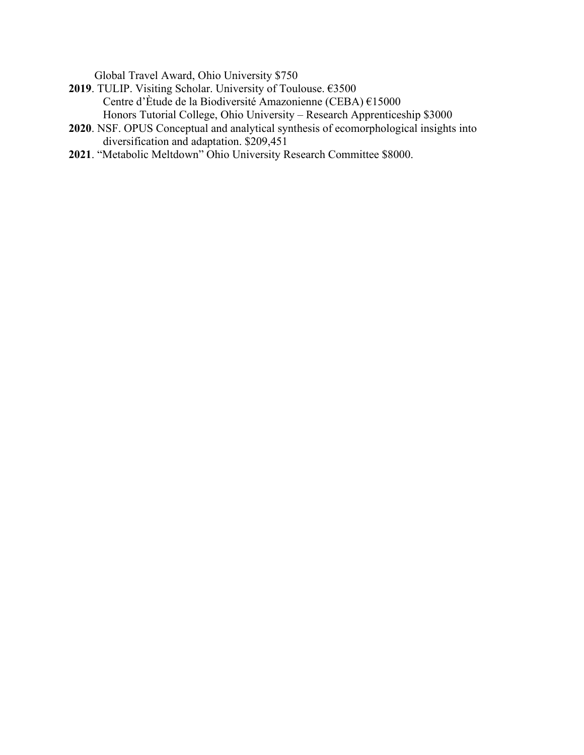Global Travel Award, Ohio University $750

**2019**. TULIP. Visiting Scholar. University of Toulouse. €3500
  Centre d'Ètude de la Biodiversité Amazonienne (CEBA) €15000
  Honors Tutorial College, Ohio University – Research Apprenticeship $3000

**2020**. NSF. OPUS Conceptual and analytical synthesis of ecomorphological insights into diversification and adaptation. $209,451

**2021**. "Metabolic Meltdown" Ohio University Research Committee $8000.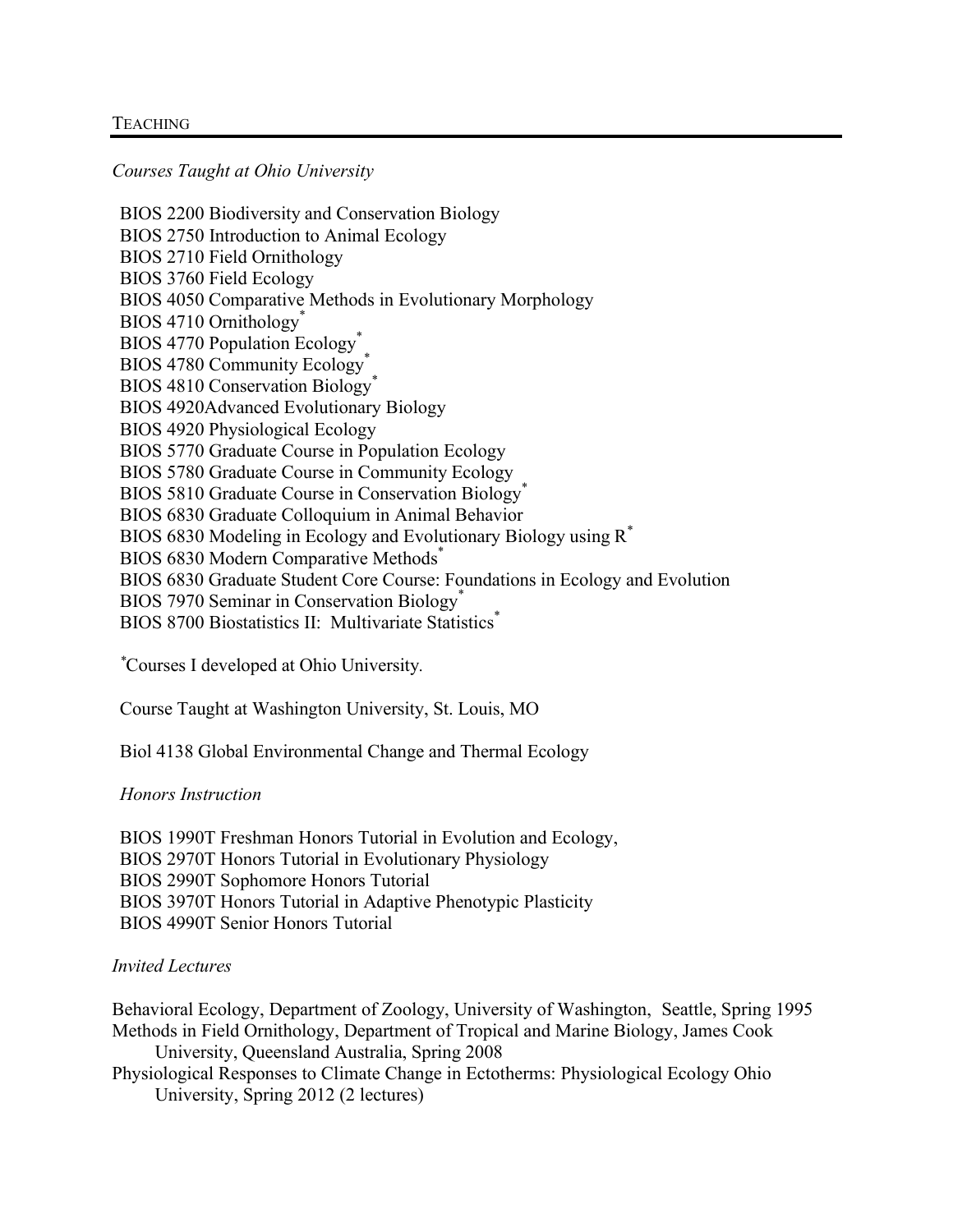## TEACHING

*Courses Taught at Ohio University*

BIOS 2200 Biodiversity and Conservation Biology
BIOS 2750 Introduction to Animal Ecology
BIOS 2710 Field Ornithology
BIOS 3760 Field Ecology
BIOS 4050 Comparative Methods in Evolutionary Morphology
BIOS 4710 Ornithology*
BIOS 4770 Population Ecology*
BIOS 4780 Community Ecology*
BIOS 4810 Conservation Biology*
BIOS 4920Advanced Evolutionary Biology
BIOS 4920 Physiological Ecology
BIOS 5770 Graduate Course in Population Ecology
BIOS 5780 Graduate Course in Community Ecology
BIOS 5810 Graduate Course in Conservation Biology*
BIOS 6830 Graduate Colloquium in Animal Behavior
BIOS 6830 Modeling in Ecology and Evolutionary Biology using R*
BIOS 6830 Modern Comparative Methods*
BIOS 6830 Graduate Student Core Course: Foundations in Ecology and Evolution
BIOS 7970 Seminar in Conservation Biology*
BIOS 8700 Biostatistics II: Multivariate Statistics*

*Courses I developed at Ohio University.

Course Taught at Washington University, St. Louis, MO

Biol 4138 Global Environmental Change and Thermal Ecology

*Honors Instruction*

BIOS 1990T Freshman Honors Tutorial in Evolution and Ecology,
BIOS 2970T Honors Tutorial in Evolutionary Physiology
BIOS 2990T Sophomore Honors Tutorial
BIOS 3970T Honors Tutorial in Adaptive Phenotypic Plasticity
BIOS 4990T Senior Honors Tutorial

*Invited Lectures*

Behavioral Ecology, Department of Zoology, University of Washington, Seattle, Spring 1995
Methods in Field Ornithology, Department of Tropical and Marine Biology, James Cook University, Queensland Australia, Spring 2008
Physiological Responses to Climate Change in Ectotherms: Physiological Ecology Ohio University, Spring 2012 (2 lectures)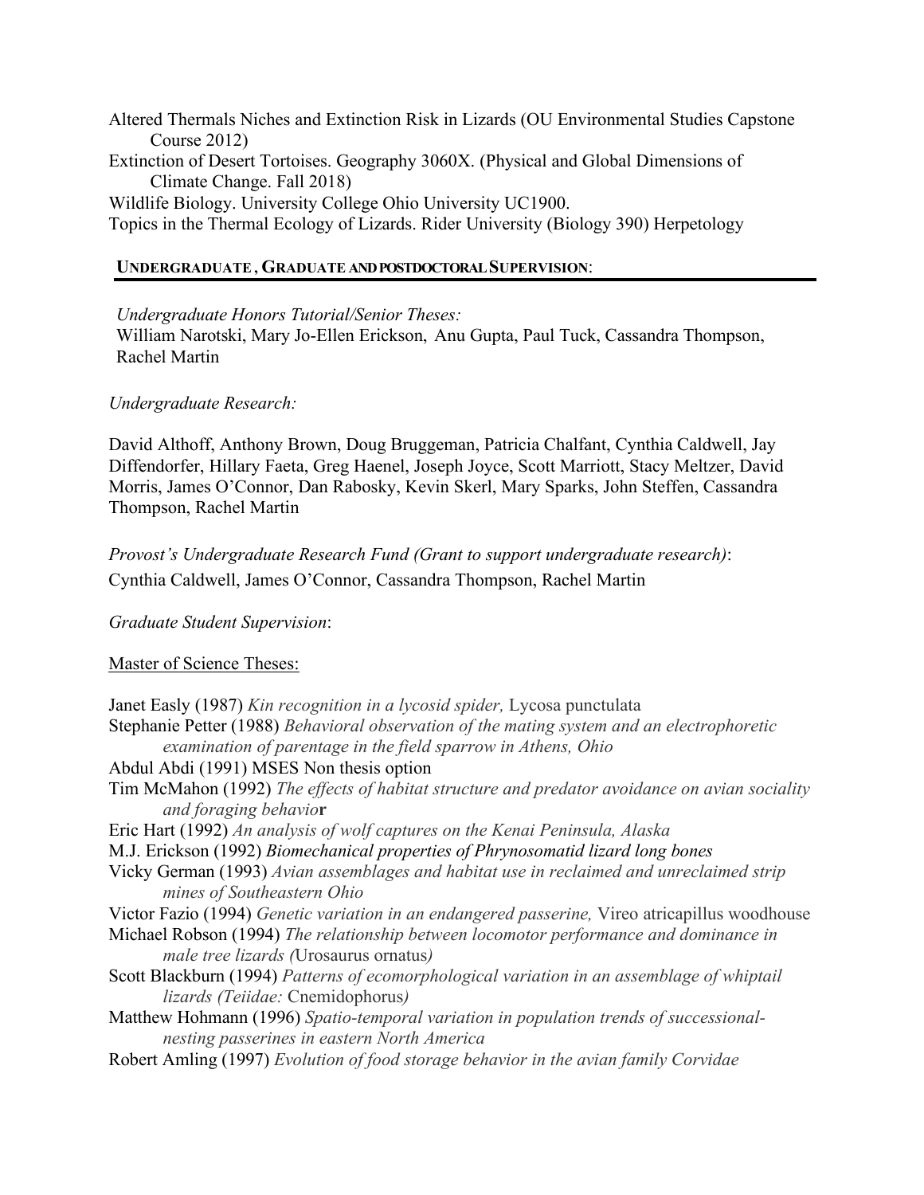Altered Thermals Niches and Extinction Risk in Lizards (OU Environmental Studies Capstone Course 2012)
Extinction of Desert Tortoises. Geography 3060X. (Physical and Global Dimensions of Climate Change. Fall 2018)
Wildlife Biology. University College Ohio University UC1900.
Topics in the Thermal Ecology of Lizards. Rider University (Biology 390) Herpetology

## UNDERGRADUATE, GRADUATE AND POSTDOCTORAL SUPERVISION:

*Undergraduate Honors Tutorial/Senior Theses:*
William Narotski, Mary Jo-Ellen Erickson, Anu Gupta, Paul Tuck, Cassandra Thompson, Rachel Martin

*Undergraduate Research:*

David Althoff, Anthony Brown, Doug Bruggeman, Patricia Chalfant, Cynthia Caldwell, Jay Diffendorfer, Hillary Faeta, Greg Haenel, Joseph Joyce, Scott Marriott, Stacy Meltzer, David Morris, James O'Connor, Dan Rabosky, Kevin Skerl, Mary Sparks, John Steffen, Cassandra Thompson, Rachel Martin

*Provost's Undergraduate Research Fund (Grant to support undergraduate research)*:
Cynthia Caldwell, James O'Connor, Cassandra Thompson, Rachel Martin

*Graduate Student Supervision*:

Master of Science Theses:

Janet Easly (1987) *Kin recognition in a lycosid spider,* Lycosa punctulata
Stephanie Petter (1988) *Behavioral observation of the mating system and an electrophoretic examination of parentage in the field sparrow in Athens, Ohio*
Abdul Abdi (1991) MSES Non thesis option
Tim McMahon (1992) *The effects of habitat structure and predator avoidance on avian sociality and foraging behavio***r**
Eric Hart (1992) *An analysis of wolf captures on the Kenai Peninsula, Alaska*
M.J. Erickson (1992) *Biomechanical properties of Phrynosomatid lizard long bones*
Vicky German (1993) *Avian assemblages and habitat use in reclaimed and unreclaimed strip mines of Southeastern Ohio*
Victor Fazio (1994) *Genetic variation in an endangered passerine,* Vireo atricapillus woodhouse
Michael Robson (1994) *The relationship between locomotor performance and dominance in male tree lizards (*Urosaurus ornatus*)*
Scott Blackburn (1994) *Patterns of ecomorphological variation in an assemblage of whiptail lizards (Teiidae:* Cnemidophorus*)*
Matthew Hohmann (1996) *Spatio-temporal variation in population trends of successional-nesting passerines in eastern North America*
Robert Amling (1997) *Evolution of food storage behavior in the avian family Corvidae*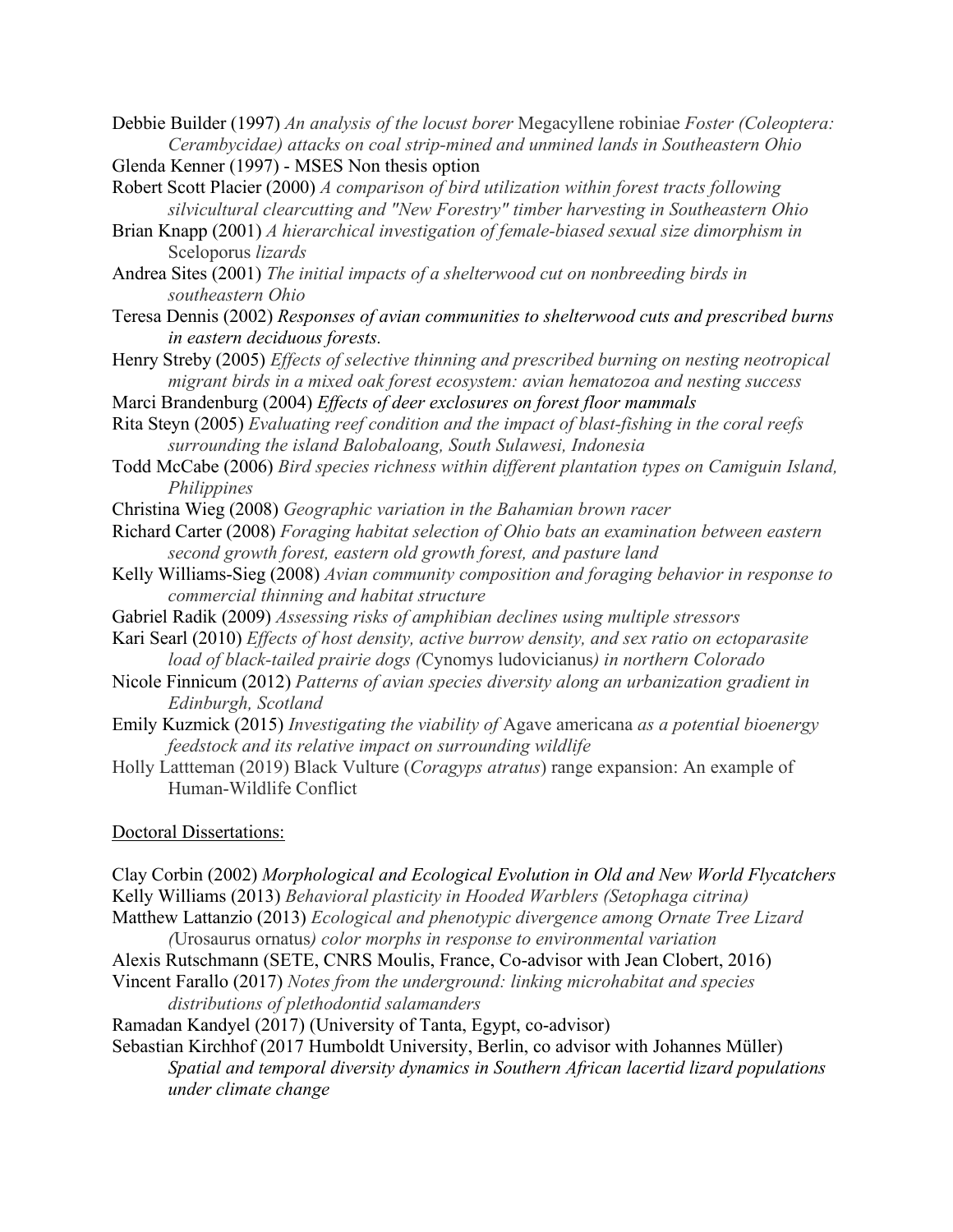Debbie Builder (1997) *An analysis of the locust borer* Megacyllene robiniae *Foster (Coleoptera: Cerambycidae) attacks on coal strip-mined and unmined lands in Southeastern Ohio*

Glenda Kenner (1997) - MSES Non thesis option

Robert Scott Placier (2000) *A comparison of bird utilization within forest tracts following silvicultural clearcutting and "New Forestry" timber harvesting in Southeastern Ohio*

Brian Knapp (2001) *A hierarchical investigation of female-biased sexual size dimorphism in* Sceloporus *lizards*

Andrea Sites (2001) *The initial impacts of a shelterwood cut on nonbreeding birds in southeastern Ohio*

Teresa Dennis (2002) ***Responses of avian communities to shelterwood cuts and prescribed burns in eastern deciduous forests.***

Henry Streby (2005) *Effects of selective thinning and prescribed burning on nesting neotropical migrant birds in a mixed oak forest ecosystem: avian hematozoa and nesting success*

Marci Brandenburg (2004) ***Effects of deer exclosures on forest floor mammals***

Rita Steyn (2005) *Evaluating reef condition and the impact of blast-fishing in the coral reefs surrounding the island Balobaloang, South Sulawesi, Indonesia*

Todd McCabe (2006) *Bird species richness within different plantation types on Camiguin Island, Philippines*

Christina Wieg (2008) *Geographic variation in the Bahamian brown racer*

Richard Carter (2008) *Foraging habitat selection of Ohio bats an examination between eastern second growth forest, eastern old growth forest, and pasture land*

Kelly Williams-Sieg (2008) *Avian community composition and foraging behavior in response to commercial thinning and habitat structure*

Gabriel Radik (2009) *Assessing risks of amphibian declines using multiple stressors*

Kari Searl (2010) *Effects of host density, active burrow density, and sex ratio on ectoparasite load of black-tailed prairie dogs (*Cynomys ludovicianus*) in northern Colorado*

Nicole Finnicum (2012) *Patterns of avian species diversity along an urbanization gradient in Edinburgh, Scotland*

Emily Kuzmick (2015) *Investigating the viability of* Agave americana *as a potential bioenergy feedstock and its relative impact on surrounding wildlife*

Holly Lattteman (2019) Black Vulture (*Coragyps atratus*) range expansion: An example of Human-Wildlife Conflict

## Doctoral Dissertations:

Clay Corbin (2002) *Morphological and Ecological Evolution in Old and New World Flycatchers*

Kelly Williams (2013) *Behavioral plasticity in Hooded Warblers (Setophaga citrina)*

Matthew Lattanzio (2013) *Ecological and phenotypic divergence among Ornate Tree Lizard (*Urosaurus ornatus*) color morphs in response to environmental variation*

Alexis Rutschmann (SETE, CNRS Moulis, France, Co-advisor with Jean Clobert, 2016)

Vincent Farallo (2017) *Notes from the underground: linking microhabitat and species distributions of plethodontid salamanders*

Ramadan Kandyel (2017) (University of Tanta, Egypt, co-advisor)

Sebastian Kirchhof (2017 Humboldt University, Berlin, co advisor with Johannes Müller) *Spatial and temporal diversity dynamics in Southern African lacertid lizard populations under climate change*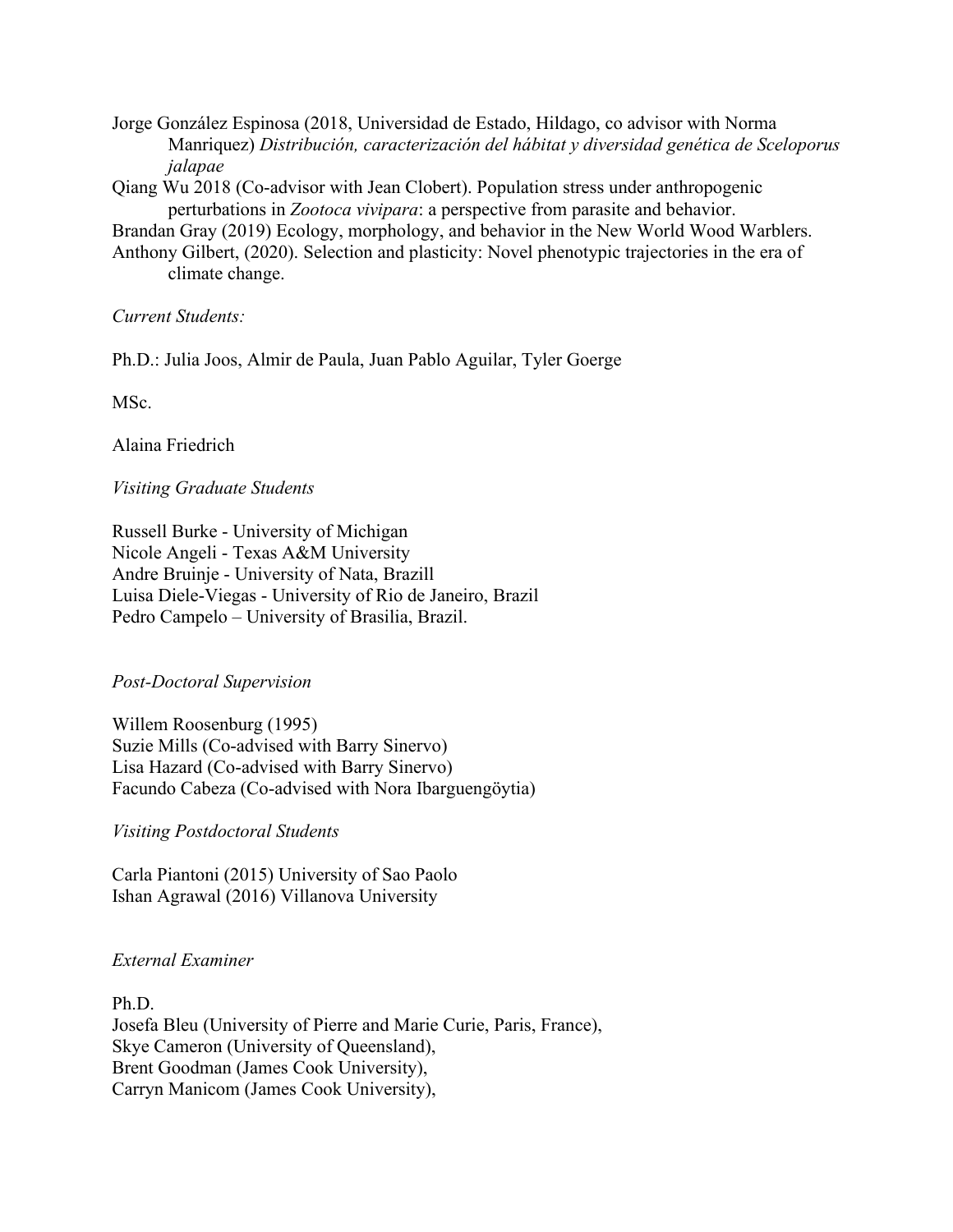Jorge González Espinosa (2018, Universidad de Estado, Hildago, co advisor with Norma Manriquez) *Distribución, caracterización del hábitat y diversidad genética de Sceloporus jalapae*

Qiang Wu 2018 (Co-advisor with Jean Clobert). Population stress under anthropogenic perturbations in *Zootoca vivipara*: a perspective from parasite and behavior.

Brandan Gray (2019) Ecology, morphology, and behavior in the New World Wood Warblers.

Anthony Gilbert, (2020). Selection and plasticity: Novel phenotypic trajectories in the era of climate change.

*Current Students:*

Ph.D.: Julia Joos, Almir de Paula, Juan Pablo Aguilar, Tyler Goerge

MSc.

Alaina Friedrich

*Visiting Graduate Students*

Russell Burke - University of Michigan
Nicole Angeli - Texas A&M University
Andre Bruinje - University of Nata, Brazill
Luisa Diele-Viegas - University of Rio de Janeiro, Brazil
Pedro Campelo – University of Brasilia, Brazil.

*Post-Doctoral Supervision*

Willem Roosenburg (1995)
Suzie Mills (Co-advised with Barry Sinervo)
Lisa Hazard (Co-advised with Barry Sinervo)
Facundo Cabeza (Co-advised with Nora Ibarguengöytia)

*Visiting Postdoctoral Students*

Carla Piantoni (2015) University of Sao Paolo
Ishan Agrawal (2016) Villanova University

*External Examiner*

Ph.D.
Josefa Bleu (University of Pierre and Marie Curie, Paris, France),
Skye Cameron (University of Queensland),
Brent Goodman (James Cook University),
Carryn Manicom (James Cook University),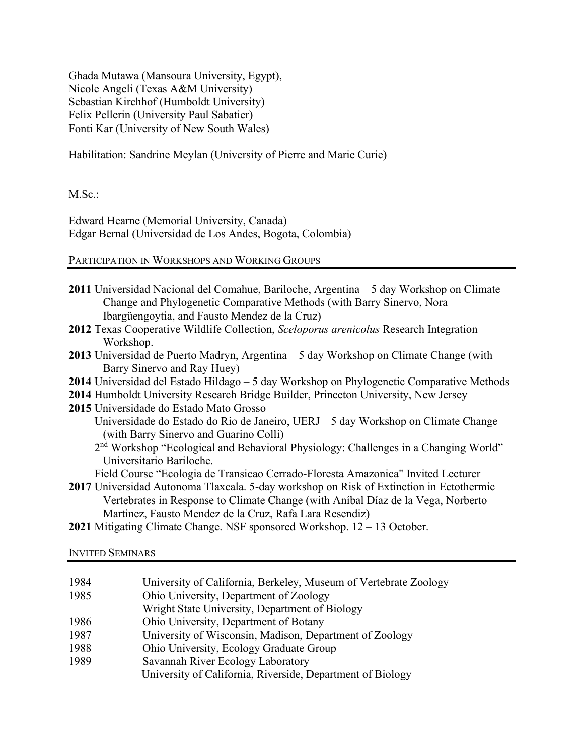Ghada Mutawa (Mansoura University, Egypt),
Nicole Angeli (Texas A&M University)
Sebastian Kirchhof (Humboldt University)
Felix Pellerin (University Paul Sabatier)
Fonti Kar (University of New South Wales)

Habilitation: Sandrine Meylan (University of Pierre and Marie Curie)

M.Sc.:

Edward Hearne (Memorial University, Canada)
Edgar Bernal (Universidad de Los Andes, Bogota, Colombia)

## Participation in Workshops and Working Groups

**2011** Universidad Nacional del Comahue, Bariloche, Argentina – 5 day Workshop on Climate Change and Phylogenetic Comparative Methods (with Barry Sinervo, Nora Ibargüengoytia, and Fausto Mendez de la Cruz)

**2012** Texas Cooperative Wildlife Collection, *Sceloporus arenicolus* Research Integration Workshop.

**2013** Universidad de Puerto Madryn, Argentina – 5 day Workshop on Climate Change (with Barry Sinervo and Ray Huey)

**2014** Universidad del Estado Hildago – 5 day Workshop on Phylogenetic Comparative Methods

**2014** Humboldt University Research Bridge Builder, Princeton University, New Jersey

**2015** Universidade do Estado Mato Grosso

Universidade do Estado do Rio de Janeiro, UERJ – 5 day Workshop on Climate Change (with Barry Sinervo and Guarino Colli)

2nd Workshop "Ecological and Behavioral Physiology: Challenges in a Changing World" Universitario Bariloche.

Field Course "Ecologia de Transicao Cerrado-Floresta Amazonica" Invited Lecturer

**2017** Universidad Autonoma Tlaxcala. 5-day workshop on Risk of Extinction in Ectothermic Vertebrates in Response to Climate Change (with Aníbal Díaz de la Vega, Norberto Martinez, Fausto Mendez de la Cruz, Rafa Lara Resendiz)

**2021** Mitigating Climate Change. NSF sponsored Workshop. 12 – 13 October.

## Invited Seminars

| | |
|---|---|
| 1984 | University of California, Berkeley, Museum of Vertebrate Zoology |
| 1985 | Ohio University, Department of Zoology |
| | Wright State University, Department of Biology |
| 1986 | Ohio University, Department of Botany |
| 1987 | University of Wisconsin, Madison, Department of Zoology |
| 1988 | Ohio University, Ecology Graduate Group |
| 1989 | Savannah River Ecology Laboratory |
| | University of California, Riverside, Department of Biology |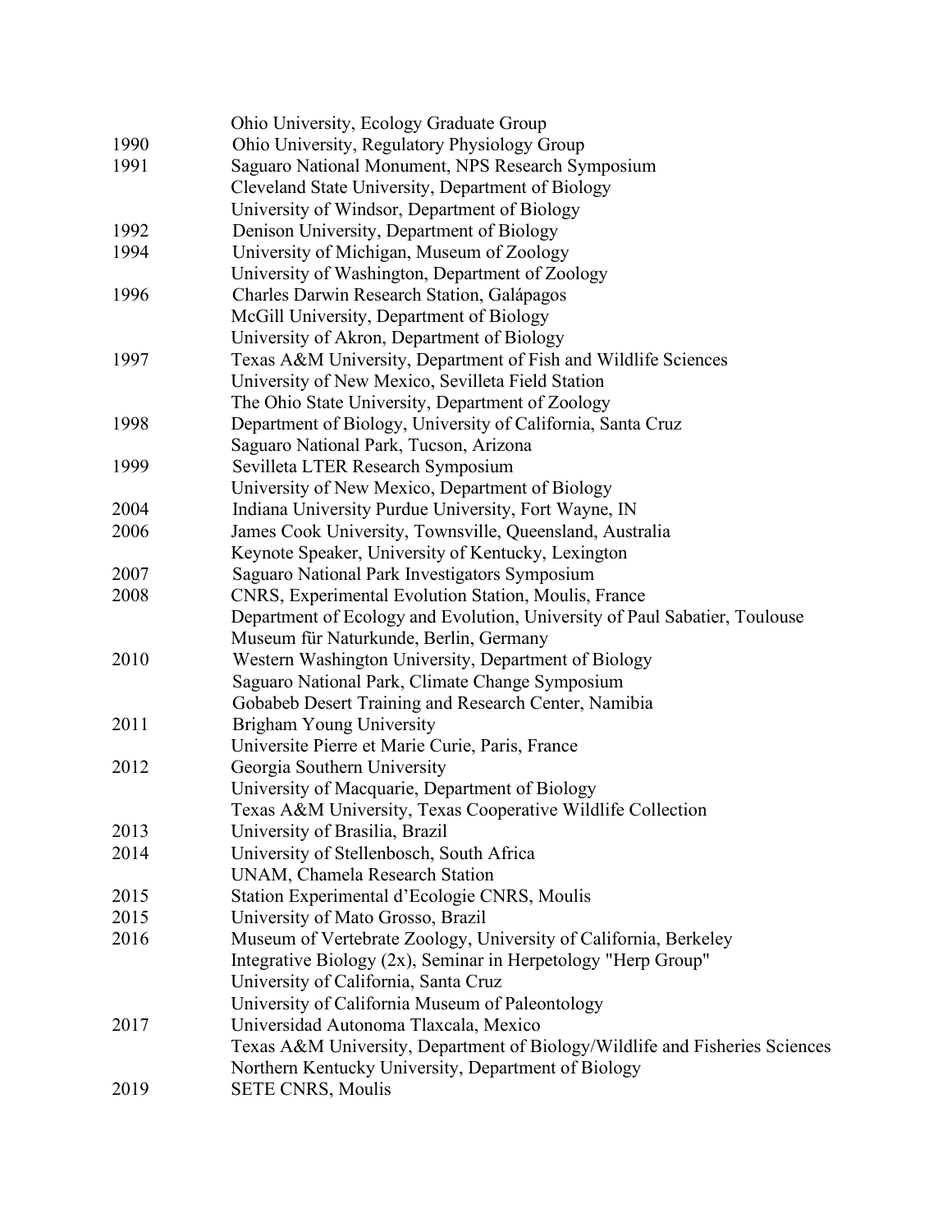| | |
|---|---|
| | Ohio University, Ecology Graduate Group |
| 1990 | Ohio University, Regulatory Physiology Group |
| 1991 | Saguaro National Monument, NPS Research Symposium |
| | Cleveland State University, Department of Biology |
| | University of Windsor, Department of Biology |
| 1992 | Denison University, Department of Biology |
| 1994 | University of Michigan, Museum of Zoology |
| | University of Washington, Department of Zoology |
| 1996 | Charles Darwin Research Station, Galápagos |
| | McGill University, Department of Biology |
| | University of Akron, Department of Biology |
| 1997 | Texas A&M University, Department of Fish and Wildlife Sciences |
| | University of New Mexico, Sevilleta Field Station |
| | The Ohio State University, Department of Zoology |
| 1998 | Department of Biology, University of California, Santa Cruz |
| | Saguaro National Park, Tucson, Arizona |
| 1999 | Sevilleta LTER Research Symposium |
| | University of New Mexico, Department of Biology |
| 2004 | Indiana University Purdue University, Fort Wayne, IN |
| 2006 | James Cook University, Townsville, Queensland, Australia |
| | Keynote Speaker, University of Kentucky, Lexington |
| 2007 | Saguaro National Park Investigators Symposium |
| 2008 | CNRS, Experimental Evolution Station, Moulis, France |
| | Department of Ecology and Evolution, University of Paul Sabatier, Toulouse |
| | Museum für Naturkunde, Berlin, Germany |
| 2010 | Western Washington University, Department of Biology |
| | Saguaro National Park, Climate Change Symposium |
| | Gobabeb Desert Training and Research Center, Namibia |
| 2011 | Brigham Young University |
| | Universite Pierre et Marie Curie, Paris, France |
| 2012 | Georgia Southern University |
| | University of Macquarie, Department of Biology |
| | Texas A&M University, Texas Cooperative Wildlife Collection |
| 2013 | University of Brasilia, Brazil |
| 2014 | University of Stellenbosch, South Africa |
| | UNAM, Chamela Research Station |
| 2015 | Station Experimental d'Ecologie CNRS, Moulis |
| 2015 | University of Mato Grosso, Brazil |
| 2016 | Museum of Vertebrate Zoology, University of California, Berkeley |
| | Integrative Biology (2x), Seminar in Herpetology "Herp Group" |
| | University of California, Santa Cruz |
| | University of California Museum of Paleontology |
| 2017 | Universidad Autonoma Tlaxcala, Mexico |
| | Texas A&M University, Department of Biology/Wildlife and Fisheries Sciences |
| | Northern Kentucky University, Department of Biology |
| 2019 | SETE CNRS, Moulis |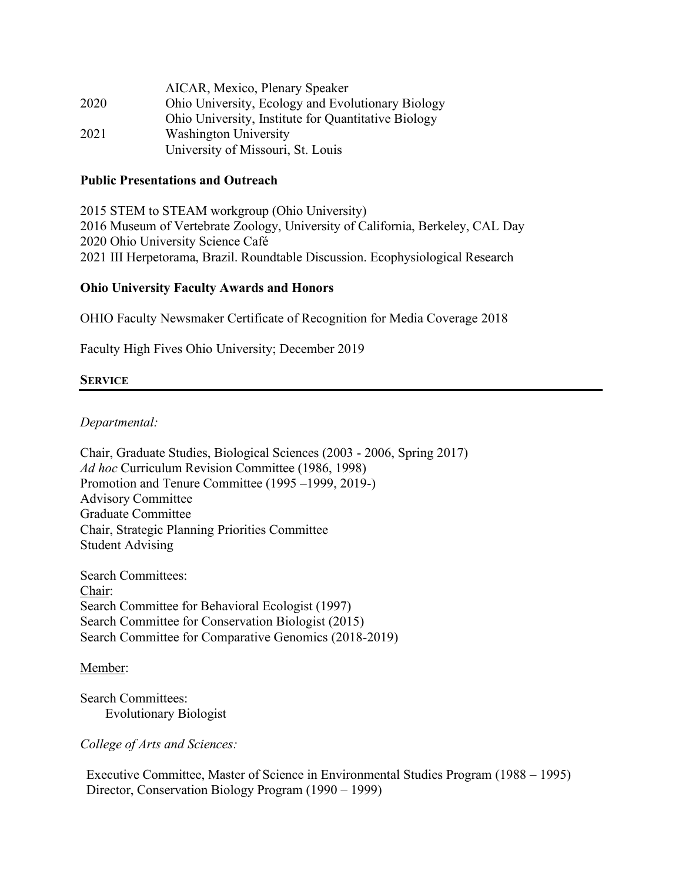| | |
|---|---|
| | AICAR, Mexico, Plenary Speaker |
| 2020 | Ohio University, Ecology and Evolutionary Biology |
| | Ohio University, Institute for Quantitative Biology |
| 2021 | Washington University |
| | University of Missouri, St. Louis |

**Public Presentations and Outreach**

2015 STEM to STEAM workgroup (Ohio University)
2016 Museum of Vertebrate Zoology, University of California, Berkeley, CAL Day
2020 Ohio University Science Café
2021 III Herpetorama, Brazil. Roundtable Discussion. Ecophysiological Research

**Ohio University Faculty Awards and Honors**

OHIO Faculty Newsmaker Certificate of Recognition for Media Coverage 2018

Faculty High Fives Ohio University; December 2019

## SERVICE

*Departmental:*

Chair, Graduate Studies, Biological Sciences (2003 - 2006, Spring 2017)
*Ad hoc* Curriculum Revision Committee (1986, 1998)
Promotion and Tenure Committee (1995 –1999, 2019-)
Advisory Committee
Graduate Committee
Chair, Strategic Planning Priorities Committee
Student Advising

Search Committees:
Chair:
Search Committee for Behavioral Ecologist (1997)
Search Committee for Conservation Biologist (2015)
Search Committee for Comparative Genomics (2018-2019)

Member:

Search Committees:
    Evolutionary Biologist

*College of Arts and Sciences:*

Executive Committee, Master of Science in Environmental Studies Program (1988 – 1995)
Director, Conservation Biology Program (1990 – 1999)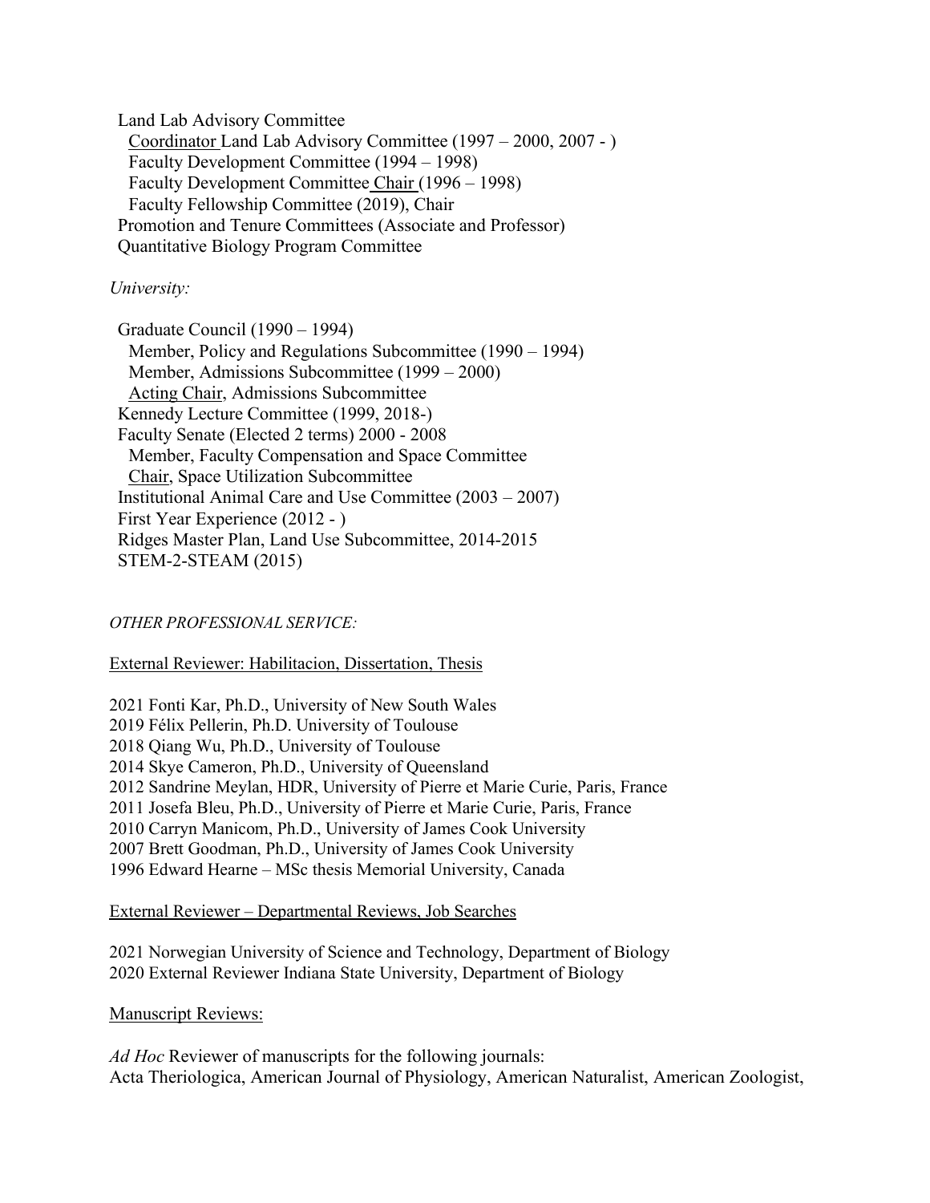Land Lab Advisory Committee

  Coordinator Land Lab Advisory Committee (1997 – 2000, 2007 - )

  Faculty Development Committee (1994 – 1998)

  Faculty Development Committee Chair (1996 – 1998)

  Faculty Fellowship Committee (2019), Chair

Promotion and Tenure Committees (Associate and Professor)

Quantitative Biology Program Committee

*University:*

Graduate Council (1990 – 1994)

  Member, Policy and Regulations Subcommittee (1990 – 1994)

  Member, Admissions Subcommittee (1999 – 2000)

  Acting Chair, Admissions Subcommittee

Kennedy Lecture Committee (1999, 2018-)

Faculty Senate (Elected 2 terms) 2000 - 2008

  Member, Faculty Compensation and Space Committee

  Chair, Space Utilization Subcommittee

Institutional Animal Care and Use Committee (2003 – 2007)

First Year Experience (2012 - )

Ridges Master Plan, Land Use Subcommittee, 2014-2015

STEM-2-STEAM (2015)

*OTHER PROFESSIONAL SERVICE:*

External Reviewer: Habilitacion, Dissertation, Thesis

2021 Fonti Kar, Ph.D., University of New South Wales
2019 Félix Pellerin, Ph.D. University of Toulouse
2018 Qiang Wu, Ph.D., University of Toulouse
2014 Skye Cameron, Ph.D., University of Queensland
2012 Sandrine Meylan, HDR, University of Pierre et Marie Curie, Paris, France
2011 Josefa Bleu, Ph.D., University of Pierre et Marie Curie, Paris, France
2010 Carryn Manicom, Ph.D., University of James Cook University
2007 Brett Goodman, Ph.D., University of James Cook University
1996 Edward Hearne – MSc thesis Memorial University, Canada

External Reviewer – Departmental Reviews, Job Searches

2021 Norwegian University of Science and Technology, Department of Biology
2020 External Reviewer Indiana State University, Department of Biology

Manuscript Reviews:

*Ad Hoc* Reviewer of manuscripts for the following journals:
Acta Theriologica, American Journal of Physiology, American Naturalist, American Zoologist,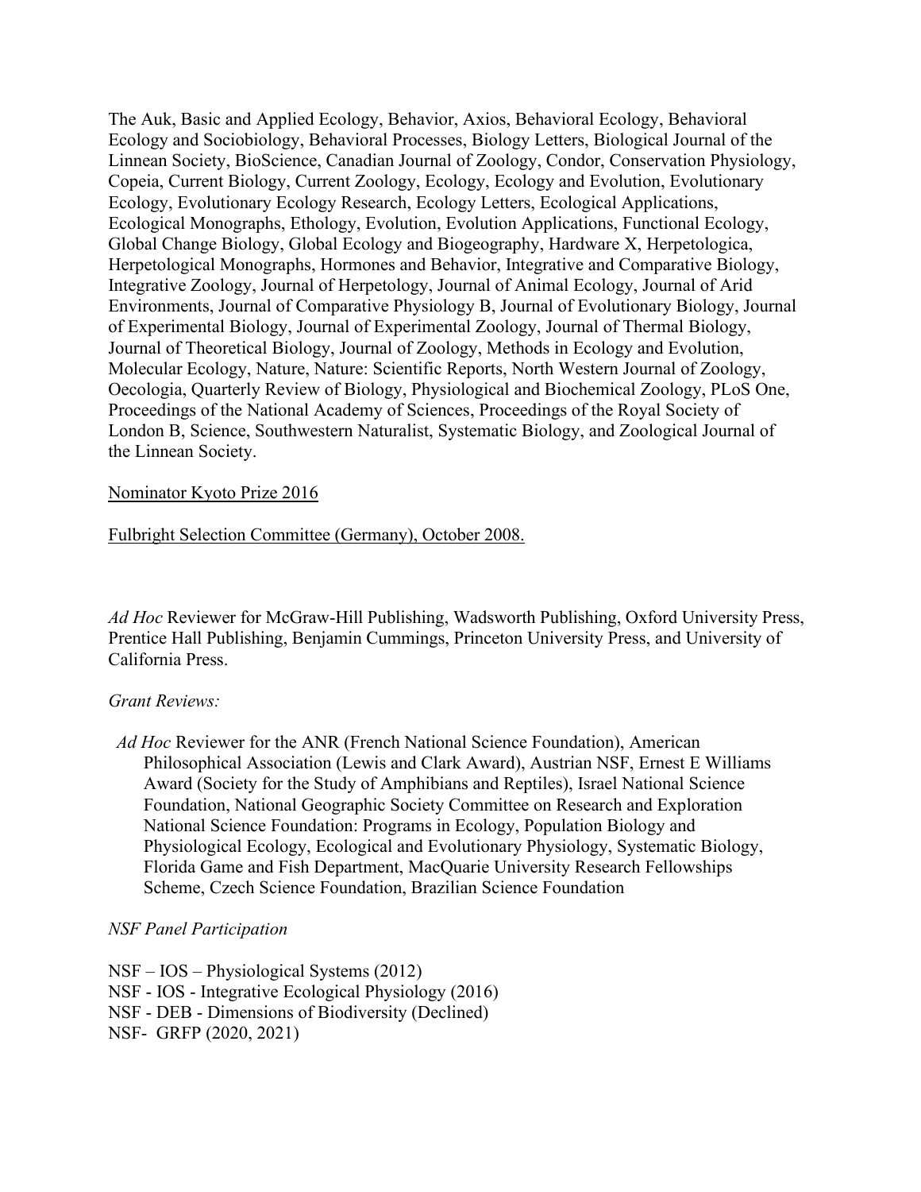The Auk, Basic and Applied Ecology, Behavior, Axios, Behavioral Ecology, Behavioral Ecology and Sociobiology, Behavioral Processes, Biology Letters, Biological Journal of the Linnean Society, BioScience, Canadian Journal of Zoology, Condor, Conservation Physiology, Copeia, Current Biology, Current Zoology, Ecology, Ecology and Evolution, Evolutionary Ecology, Evolutionary Ecology Research, Ecology Letters, Ecological Applications, Ecological Monographs, Ethology, Evolution, Evolution Applications, Functional Ecology, Global Change Biology, Global Ecology and Biogeography, Hardware X, Herpetologica, Herpetological Monographs, Hormones and Behavior, Integrative and Comparative Biology, Integrative Zoology, Journal of Herpetology, Journal of Animal Ecology, Journal of Arid Environments, Journal of Comparative Physiology B, Journal of Evolutionary Biology, Journal of Experimental Biology, Journal of Experimental Zoology, Journal of Thermal Biology, Journal of Theoretical Biology, Journal of Zoology, Methods in Ecology and Evolution, Molecular Ecology, Nature, Nature: Scientific Reports, North Western Journal of Zoology, Oecologia, Quarterly Review of Biology, Physiological and Biochemical Zoology, PLoS One, Proceedings of the National Academy of Sciences, Proceedings of the Royal Society of London B, Science, Southwestern Naturalist, Systematic Biology, and Zoological Journal of the Linnean Society.

Nominator Kyoto Prize 2016

Fulbright Selection Committee (Germany), October 2008.

*Ad Hoc* Reviewer for McGraw-Hill Publishing, Wadsworth Publishing, Oxford University Press, Prentice Hall Publishing, Benjamin Cummings, Princeton University Press, and University of California Press.

*Grant Reviews:*

*Ad Hoc* Reviewer for the ANR (French National Science Foundation), American Philosophical Association (Lewis and Clark Award), Austrian NSF, Ernest E Williams Award (Society for the Study of Amphibians and Reptiles), Israel National Science Foundation, National Geographic Society Committee on Research and Exploration National Science Foundation: Programs in Ecology, Population Biology and Physiological Ecology, Ecological and Evolutionary Physiology, Systematic Biology, Florida Game and Fish Department, MacQuarie University Research Fellowships Scheme, Czech Science Foundation, Brazilian Science Foundation

*NSF Panel Participation*

NSF – IOS – Physiological Systems (2012)
NSF - IOS - Integrative Ecological Physiology (2016)
NSF - DEB - Dimensions of Biodiversity (Declined)
NSF- GRFP (2020, 2021)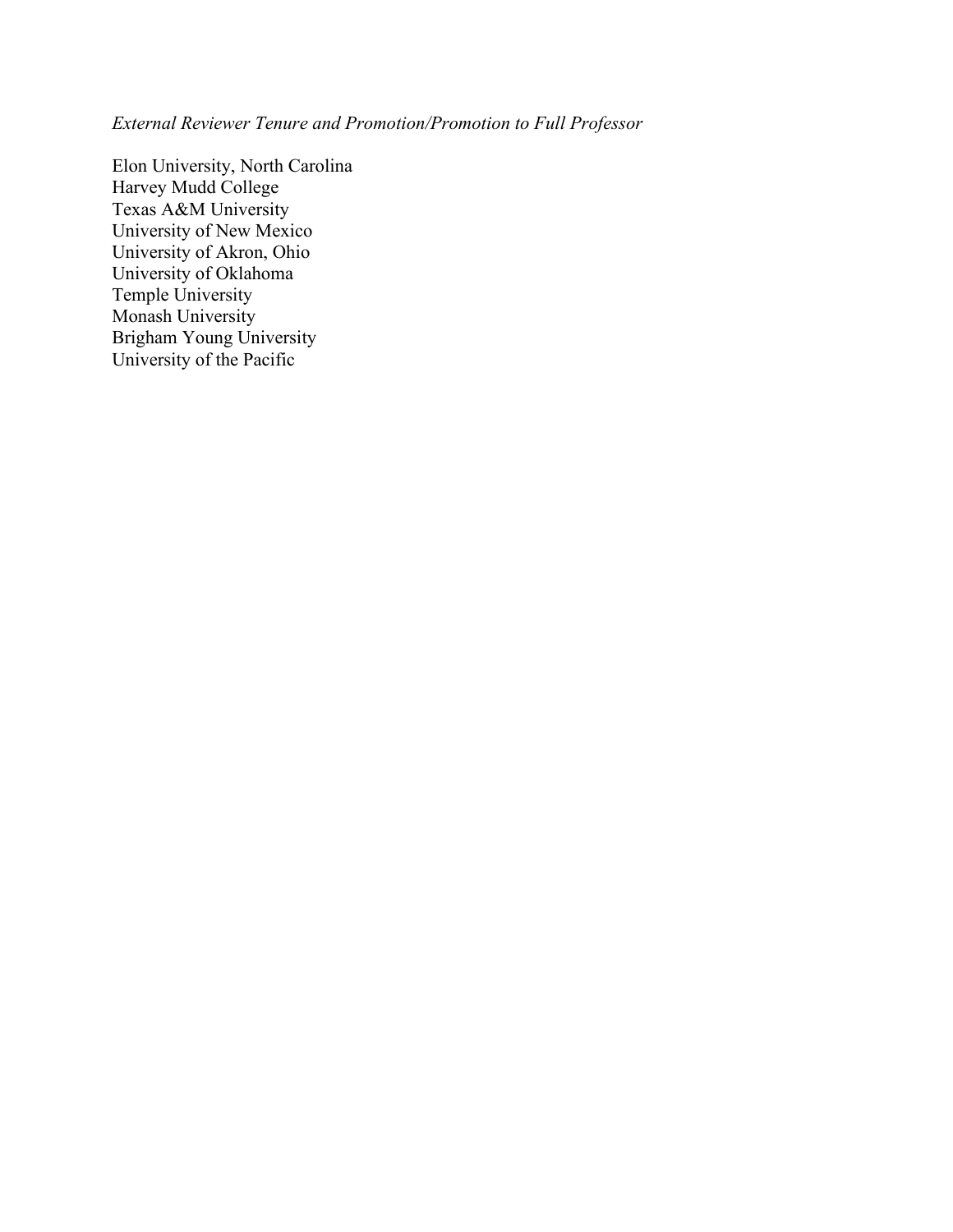*External Reviewer Tenure and Promotion/Promotion to Full Professor*

Elon University, North Carolina
Harvey Mudd College
Texas A&M University
University of New Mexico
University of Akron, Ohio
University of Oklahoma
Temple University
Monash University
Brigham Young University
University of the Pacific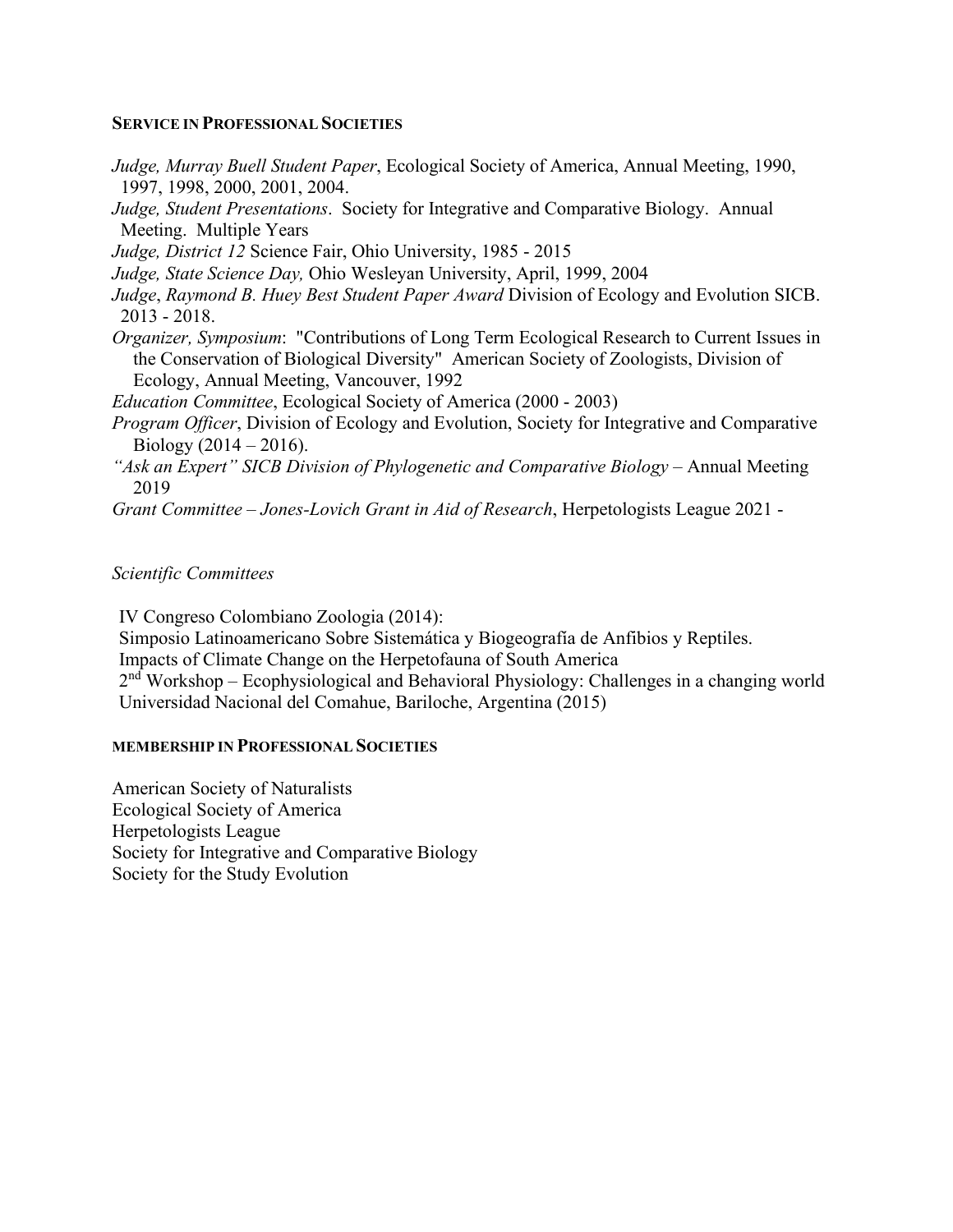## SERVICE IN PROFESSIONAL SOCIETIES

*Judge, Murray Buell Student Paper*, Ecological Society of America, Annual Meeting, 1990, 1997, 1998, 2000, 2001, 2004.

*Judge, Student Presentations*. Society for Integrative and Comparative Biology. Annual Meeting. Multiple Years

*Judge, District 12* Science Fair, Ohio University, 1985 - 2015

*Judge, State Science Day,* Ohio Wesleyan University, April, 1999, 2004

*Judge*, *Raymond B. Huey Best Student Paper Award* Division of Ecology and Evolution SICB. 2013 - 2018.

*Organizer, Symposium*: "Contributions of Long Term Ecological Research to Current Issues in the Conservation of Biological Diversity" American Society of Zoologists, Division of Ecology, Annual Meeting, Vancouver, 1992

*Education Committee*, Ecological Society of America (2000 - 2003)

*Program Officer*, Division of Ecology and Evolution, Society for Integrative and Comparative Biology (2014 – 2016).

*"Ask an Expert" SICB Division of Phylogenetic and Comparative Biology* – Annual Meeting 2019

*Grant Committee – Jones-Lovich Grant in Aid of Research*, Herpetologists League 2021 -

### *Scientific Committees*

IV Congreso Colombiano Zoologia (2014):

Simposio Latinoamericano Sobre Sistemática y Biogeografía de Anfibios y Reptiles.

Impacts of Climate Change on the Herpetofauna of South America

2nd Workshop – Ecophysiological and Behavioral Physiology: Challenges in a changing world

Universidad Nacional del Comahue, Bariloche, Argentina (2015)

## MEMBERSHIP IN PROFESSIONAL SOCIETIES

American Society of Naturalists

Ecological Society of America

Herpetologists League

Society for Integrative and Comparative Biology

Society for the Study Evolution